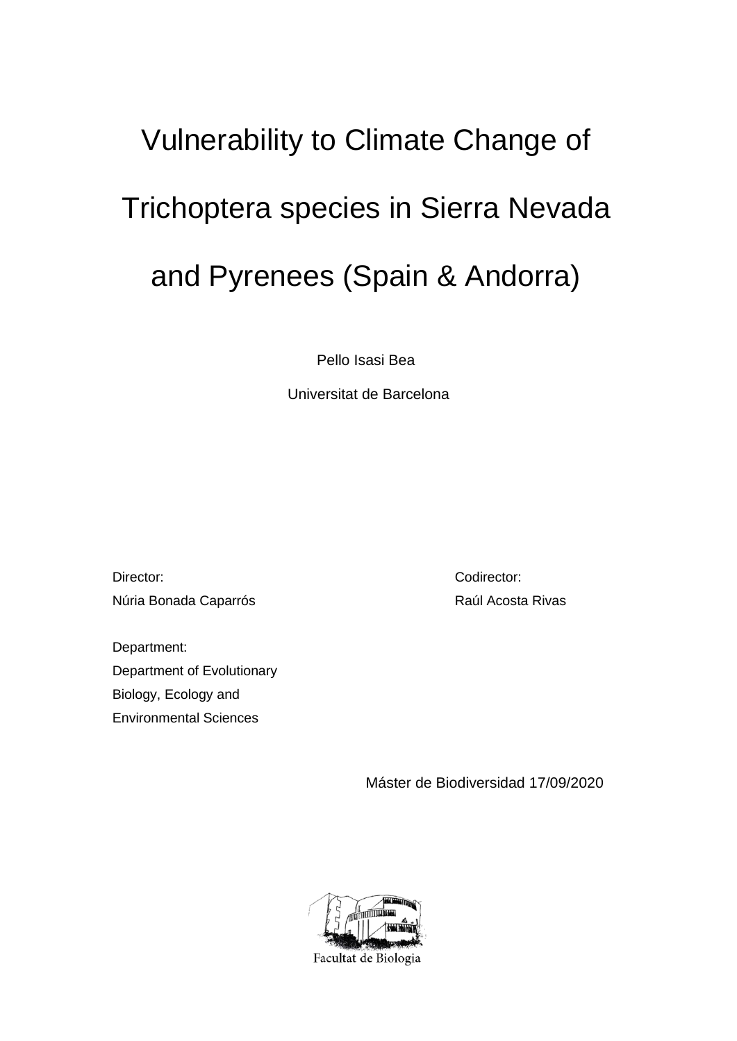# Vulnerability to Climate Change of Trichoptera species in Sierra Nevada and Pyrenees (Spain & Andorra)

Pello Isasi Bea

Universitat de Barcelona

Director:
Núria Bonada Caparrós

Codirector:
Raúl Acosta Rivas

Department:
Department of Evolutionary Biology, Ecology and Environmental Sciences

Máster de Biodiversidad 17/09/2020

Facultat de Biologia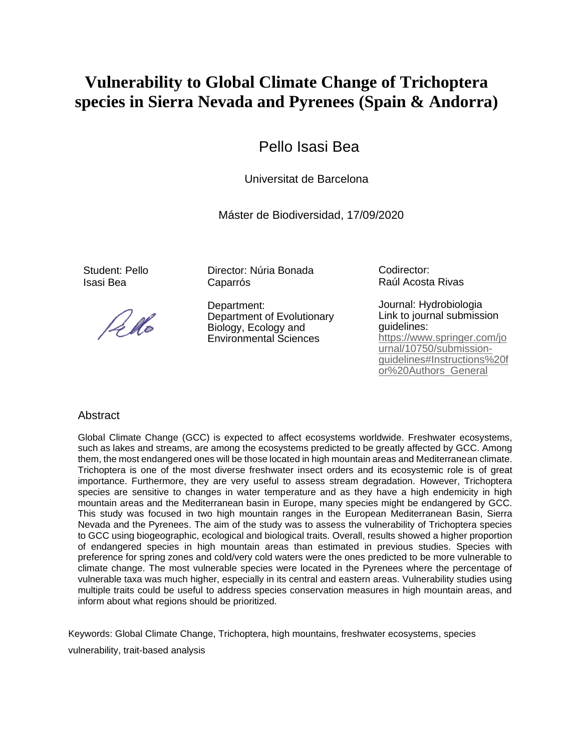# Vulnerability to Global Climate Change of Trichoptera species in Sierra Nevada and Pyrenees (Spain & Andorra)

Pello Isasi Bea

Universitat de Barcelona

Máster de Biodiversidad, 17/09/2020

Student: Pello Isasi Bea

Director: Núria Bonada Caparrós

Department: Department of Evolutionary Biology, Ecology and Environmental Sciences

Codirector: Raúl Acosta Rivas

Journal: Hydrobiologia
Link to journal submission guidelines: https://www.springer.com/journal/10750/submission-guidelines#Instructions%20for%20Authors_General

## Abstract

Global Climate Change (GCC) is expected to affect ecosystems worldwide. Freshwater ecosystems, such as lakes and streams, are among the ecosystems predicted to be greatly affected by GCC. Among them, the most endangered ones will be those located in high mountain areas and Mediterranean climate. Trichoptera is one of the most diverse freshwater insect orders and its ecosystemic role is of great importance. Furthermore, they are very useful to assess stream degradation. However, Trichoptera species are sensitive to changes in water temperature and as they have a high endemicity in high mountain areas and the Mediterranean basin in Europe, many species might be endangered by GCC. This study was focused in two high mountain ranges in the European Mediterranean Basin, Sierra Nevada and the Pyrenees. The aim of the study was to assess the vulnerability of Trichoptera species to GCC using biogeographic, ecological and biological traits. Overall, results showed a higher proportion of endangered species in high mountain areas than estimated in previous studies. Species with preference for spring zones and cold/very cold waters were the ones predicted to be more vulnerable to climate change. The most vulnerable species were located in the Pyrenees where the percentage of vulnerable taxa was much higher, especially in its central and eastern areas. Vulnerability studies using multiple traits could be useful to address species conservation measures in high mountain areas, and inform about what regions should be prioritized.

Keywords: Global Climate Change, Trichoptera, high mountains, freshwater ecosystems, species vulnerability, trait-based analysis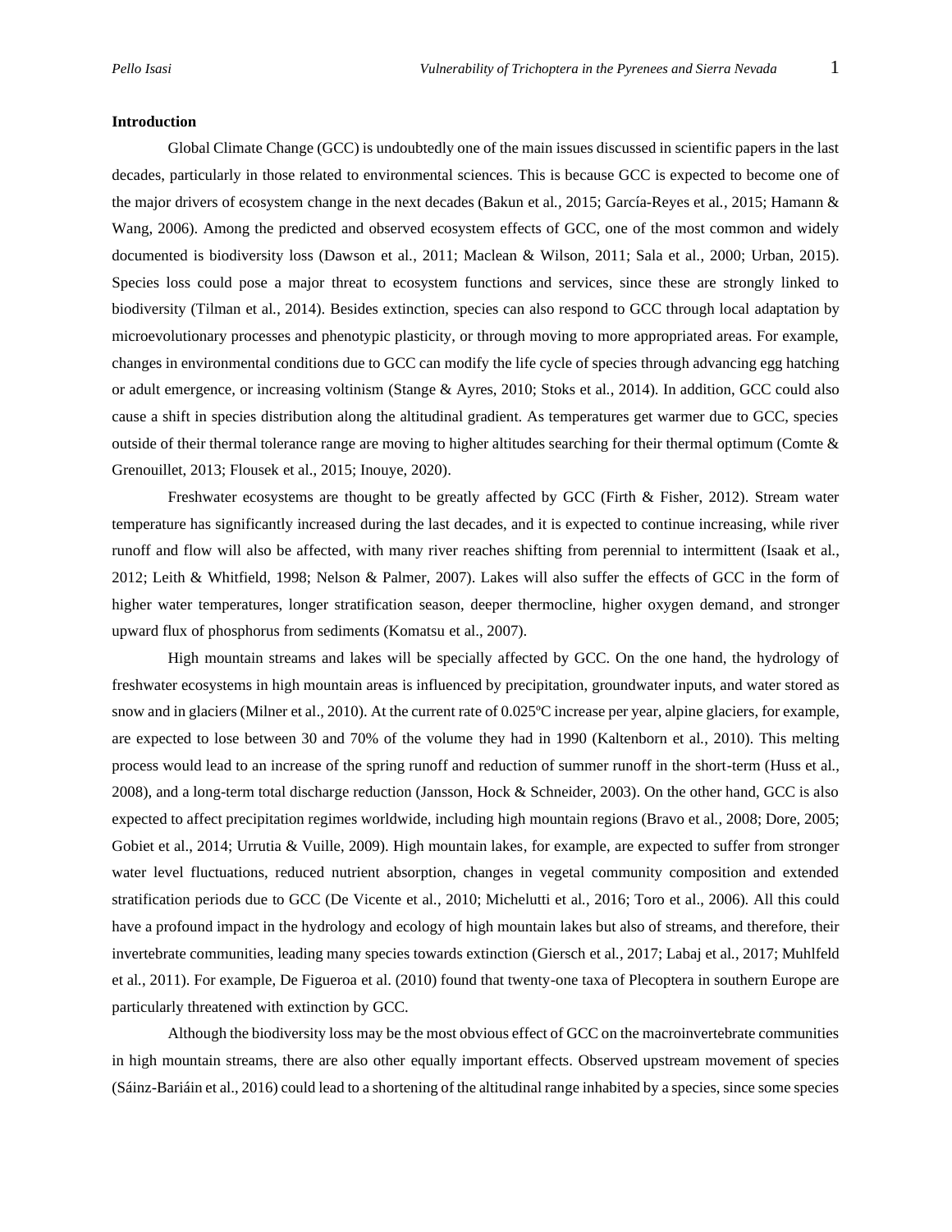**Introduction**

Global Climate Change (GCC) is undoubtedly one of the main issues discussed in scientific papers in the last decades, particularly in those related to environmental sciences. This is because GCC is expected to become one of the major drivers of ecosystem change in the next decades (Bakun et al., 2015; García-Reyes et al., 2015; Hamann & Wang, 2006). Among the predicted and observed ecosystem effects of GCC, one of the most common and widely documented is biodiversity loss (Dawson et al., 2011; Maclean & Wilson, 2011; Sala et al., 2000; Urban, 2015). Species loss could pose a major threat to ecosystem functions and services, since these are strongly linked to biodiversity (Tilman et al., 2014). Besides extinction, species can also respond to GCC through local adaptation by microevolutionary processes and phenotypic plasticity, or through moving to more appropriated areas. For example, changes in environmental conditions due to GCC can modify the life cycle of species through advancing egg hatching or adult emergence, or increasing voltinism (Stange & Ayres, 2010; Stoks et al., 2014). In addition, GCC could also cause a shift in species distribution along the altitudinal gradient. As temperatures get warmer due to GCC, species outside of their thermal tolerance range are moving to higher altitudes searching for their thermal optimum (Comte & Grenouillet, 2013; Flousek et al., 2015; Inouye, 2020).

Freshwater ecosystems are thought to be greatly affected by GCC (Firth & Fisher, 2012). Stream water temperature has significantly increased during the last decades, and it is expected to continue increasing, while river runoff and flow will also be affected, with many river reaches shifting from perennial to intermittent (Isaak et al., 2012; Leith & Whitfield, 1998; Nelson & Palmer, 2007). Lakes will also suffer the effects of GCC in the form of higher water temperatures, longer stratification season, deeper thermocline, higher oxygen demand, and stronger upward flux of phosphorus from sediments (Komatsu et al., 2007).

High mountain streams and lakes will be specially affected by GCC. On the one hand, the hydrology of freshwater ecosystems in high mountain areas is influenced by precipitation, groundwater inputs, and water stored as snow and in glaciers (Milner et al., 2010). At the current rate of 0.025ºC increase per year, alpine glaciers, for example, are expected to lose between 30 and 70% of the volume they had in 1990 (Kaltenborn et al., 2010). This melting process would lead to an increase of the spring runoff and reduction of summer runoff in the short-term (Huss et al., 2008), and a long-term total discharge reduction (Jansson, Hock & Schneider, 2003). On the other hand, GCC is also expected to affect precipitation regimes worldwide, including high mountain regions (Bravo et al., 2008; Dore, 2005; Gobiet et al., 2014; Urrutia & Vuille, 2009). High mountain lakes, for example, are expected to suffer from stronger water level fluctuations, reduced nutrient absorption, changes in vegetal community composition and extended stratification periods due to GCC (De Vicente et al., 2010; Michelutti et al., 2016; Toro et al., 2006). All this could have a profound impact in the hydrology and ecology of high mountain lakes but also of streams, and therefore, their invertebrate communities, leading many species towards extinction (Giersch et al., 2017; Labaj et al., 2017; Muhlfeld et al., 2011). For example, De Figueroa et al. (2010) found that twenty-one taxa of Plecoptera in southern Europe are particularly threatened with extinction by GCC.

Although the biodiversity loss may be the most obvious effect of GCC on the macroinvertebrate communities in high mountain streams, there are also other equally important effects. Observed upstream movement of species (Sáinz-Bariáin et al., 2016) could lead to a shortening of the altitudinal range inhabited by a species, since some species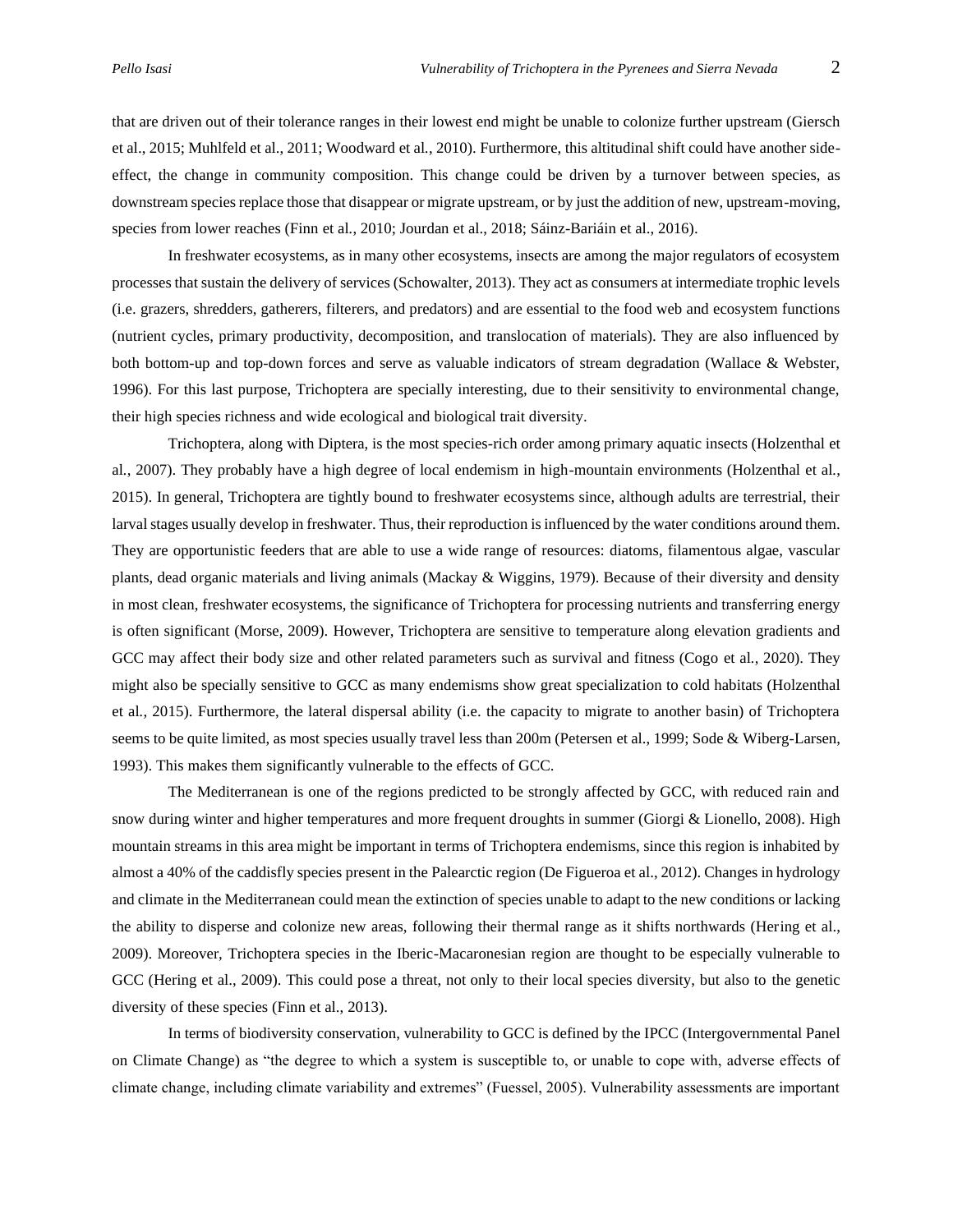that are driven out of their tolerance ranges in their lowest end might be unable to colonize further upstream (Giersch et al., 2015; Muhlfeld et al., 2011; Woodward et al., 2010). Furthermore, this altitudinal shift could have another side-effect, the change in community composition. This change could be driven by a turnover between species, as downstream species replace those that disappear or migrate upstream, or by just the addition of new, upstream-moving, species from lower reaches (Finn et al., 2010; Jourdan et al., 2018; Sáinz-Bariáin et al., 2016).

In freshwater ecosystems, as in many other ecosystems, insects are among the major regulators of ecosystem processes that sustain the delivery of services (Schowalter, 2013). They act as consumers at intermediate trophic levels (i.e. grazers, shredders, gatherers, filterers, and predators) and are essential to the food web and ecosystem functions (nutrient cycles, primary productivity, decomposition, and translocation of materials). They are also influenced by both bottom-up and top-down forces and serve as valuable indicators of stream degradation (Wallace & Webster, 1996). For this last purpose, Trichoptera are specially interesting, due to their sensitivity to environmental change, their high species richness and wide ecological and biological trait diversity.

Trichoptera, along with Diptera, is the most species-rich order among primary aquatic insects (Holzenthal et al., 2007). They probably have a high degree of local endemism in high-mountain environments (Holzenthal et al., 2015). In general, Trichoptera are tightly bound to freshwater ecosystems since, although adults are terrestrial, their larval stages usually develop in freshwater. Thus, their reproduction is influenced by the water conditions around them. They are opportunistic feeders that are able to use a wide range of resources: diatoms, filamentous algae, vascular plants, dead organic materials and living animals (Mackay & Wiggins, 1979). Because of their diversity and density in most clean, freshwater ecosystems, the significance of Trichoptera for processing nutrients and transferring energy is often significant (Morse, 2009). However, Trichoptera are sensitive to temperature along elevation gradients and GCC may affect their body size and other related parameters such as survival and fitness (Cogo et al., 2020). They might also be specially sensitive to GCC as many endemisms show great specialization to cold habitats (Holzenthal et al., 2015). Furthermore, the lateral dispersal ability (i.e. the capacity to migrate to another basin) of Trichoptera seems to be quite limited, as most species usually travel less than 200m (Petersen et al., 1999; Sode & Wiberg-Larsen, 1993). This makes them significantly vulnerable to the effects of GCC.

The Mediterranean is one of the regions predicted to be strongly affected by GCC, with reduced rain and snow during winter and higher temperatures and more frequent droughts in summer (Giorgi & Lionello, 2008). High mountain streams in this area might be important in terms of Trichoptera endemisms, since this region is inhabited by almost a 40% of the caddisfly species present in the Palearctic region (De Figueroa et al., 2012). Changes in hydrology and climate in the Mediterranean could mean the extinction of species unable to adapt to the new conditions or lacking the ability to disperse and colonize new areas, following their thermal range as it shifts northwards (Hering et al., 2009). Moreover, Trichoptera species in the Iberic-Macaronesian region are thought to be especially vulnerable to GCC (Hering et al., 2009). This could pose a threat, not only to their local species diversity, but also to the genetic diversity of these species (Finn et al., 2013).

In terms of biodiversity conservation, vulnerability to GCC is defined by the IPCC (Intergovernmental Panel on Climate Change) as "the degree to which a system is susceptible to, or unable to cope with, adverse effects of climate change, including climate variability and extremes" (Fuessel, 2005). Vulnerability assessments are important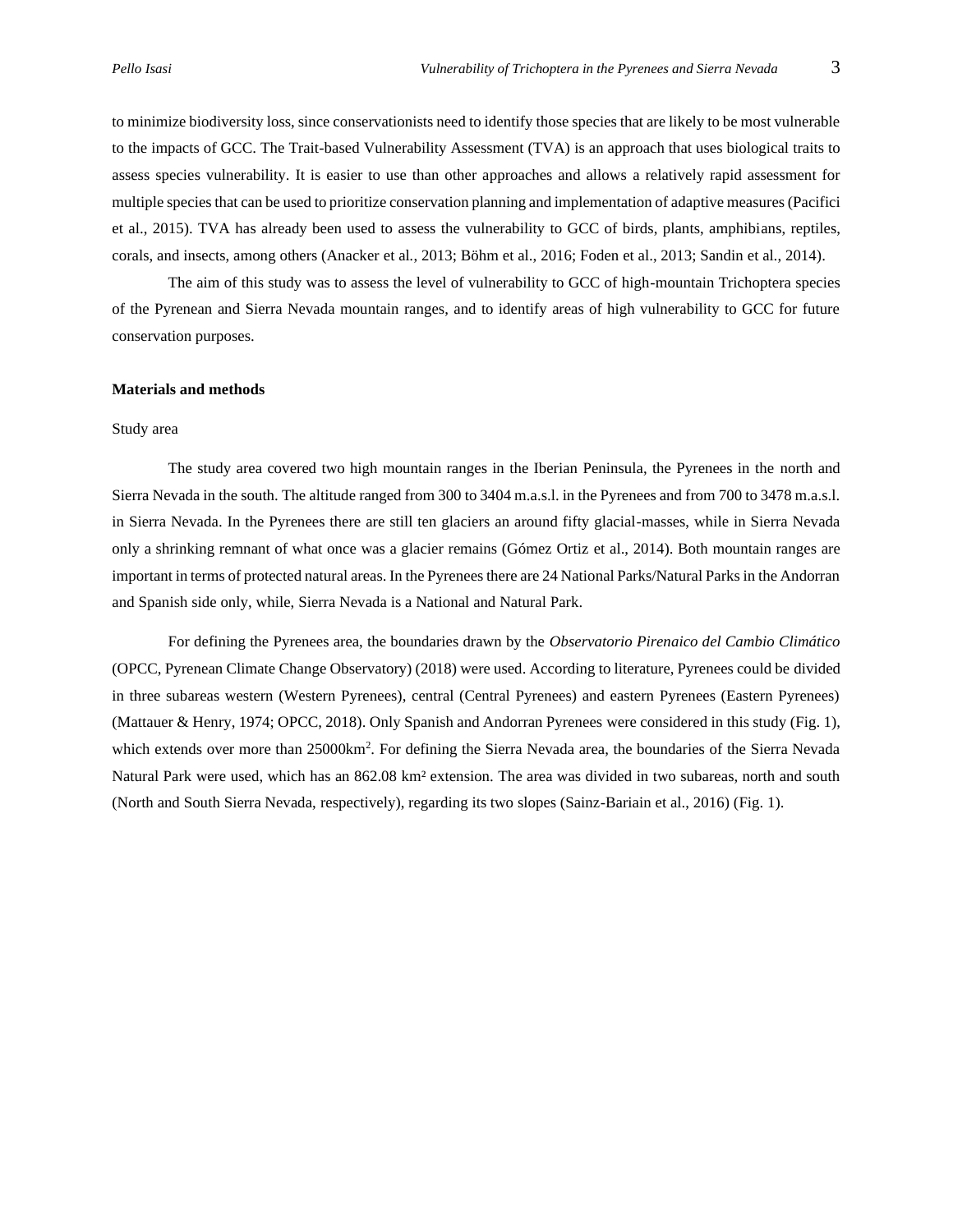to minimize biodiversity loss, since conservationists need to identify those species that are likely to be most vulnerable to the impacts of GCC. The Trait-based Vulnerability Assessment (TVA) is an approach that uses biological traits to assess species vulnerability. It is easier to use than other approaches and allows a relatively rapid assessment for multiple species that can be used to prioritize conservation planning and implementation of adaptive measures (Pacifici et al., 2015). TVA has already been used to assess the vulnerability to GCC of birds, plants, amphibians, reptiles, corals, and insects, among others (Anacker et al., 2013; Böhm et al., 2016; Foden et al., 2013; Sandin et al., 2014).

The aim of this study was to assess the level of vulnerability to GCC of high-mountain Trichoptera species of the Pyrenean and Sierra Nevada mountain ranges, and to identify areas of high vulnerability to GCC for future conservation purposes.

## Materials and methods

### Study area

The study area covered two high mountain ranges in the Iberian Peninsula, the Pyrenees in the north and Sierra Nevada in the south. The altitude ranged from 300 to 3404 m.a.s.l. in the Pyrenees and from 700 to 3478 m.a.s.l. in Sierra Nevada. In the Pyrenees there are still ten glaciers an around fifty glacial-masses, while in Sierra Nevada only a shrinking remnant of what once was a glacier remains (Gómez Ortiz et al., 2014). Both mountain ranges are important in terms of protected natural areas. In the Pyrenees there are 24 National Parks/Natural Parks in the Andorran and Spanish side only, while, Sierra Nevada is a National and Natural Park.

For defining the Pyrenees area, the boundaries drawn by the *Observatorio Pirenaico del Cambio Climático* (OPCC, Pyrenean Climate Change Observatory) (2018) were used. According to literature, Pyrenees could be divided in three subareas western (Western Pyrenees), central (Central Pyrenees) and eastern Pyrenees (Eastern Pyrenees) (Mattauer & Henry, 1974; OPCC, 2018). Only Spanish and Andorran Pyrenees were considered in this study (Fig. 1), which extends over more than 25000km$^2$. For defining the Sierra Nevada area, the boundaries of the Sierra Nevada Natural Park were used, which has an 862.08 km² extension. The area was divided in two subareas, north and south (North and South Sierra Nevada, respectively), regarding its two slopes (Sainz-Bariain et al., 2016) (Fig. 1).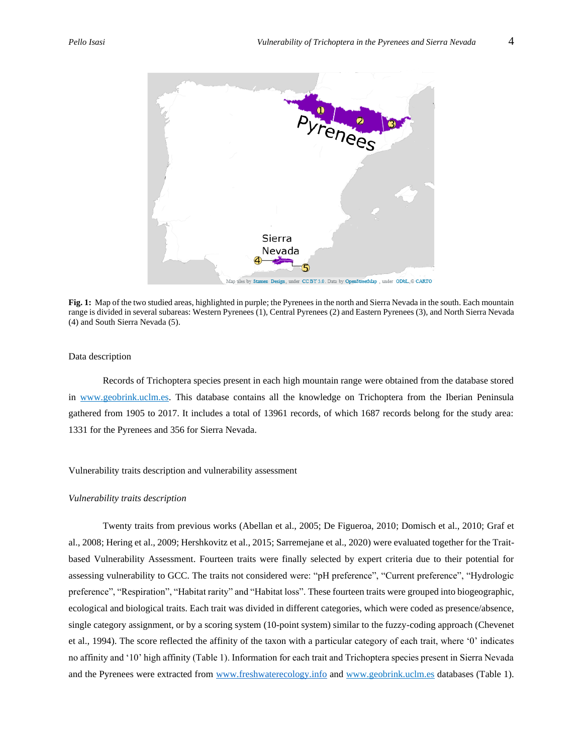**Fig. 1:** Map of the two studied areas, highlighted in purple; the Pyrenees in the north and Sierra Nevada in the south. Each mountain range is divided in several subareas: Western Pyrenees (1), Central Pyrenees (2) and Eastern Pyrenees (3), and North Sierra Nevada (4) and South Sierra Nevada (5).

## Data description

Records of Trichoptera species present in each high mountain range were obtained from the database stored in www.geobrink.uclm.es. This database contains all the knowledge on Trichoptera from the Iberian Peninsula gathered from 1905 to 2017. It includes a total of 13961 records, of which 1687 records belong for the study area: 1331 for the Pyrenees and 356 for Sierra Nevada.

## Vulnerability traits description and vulnerability assessment

### *Vulnerability traits description*

Twenty traits from previous works (Abellan et al., 2005; De Figueroa, 2010; Domisch et al., 2010; Graf et al., 2008; Hering et al., 2009; Hershkovitz et al., 2015; Sarremejane et al., 2020) were evaluated together for the Trait-based Vulnerability Assessment. Fourteen traits were finally selected by expert criteria due to their potential for assessing vulnerability to GCC. The traits not considered were: "pH preference", "Current preference", "Hydrologic preference", "Respiration", "Habitat rarity" and "Habitat loss". These fourteen traits were grouped into biogeographic, ecological and biological traits. Each trait was divided in different categories, which were coded as presence/absence, single category assignment, or by a scoring system (10-point system) similar to the fuzzy-coding approach (Chevenet et al., 1994). The score reflected the affinity of the taxon with a particular category of each trait, where '0' indicates no affinity and '10' high affinity (Table 1). Information for each trait and Trichoptera species present in Sierra Nevada and the Pyrenees were extracted from www.freshwaterecology.info and www.geobrink.uclm.es databases (Table 1).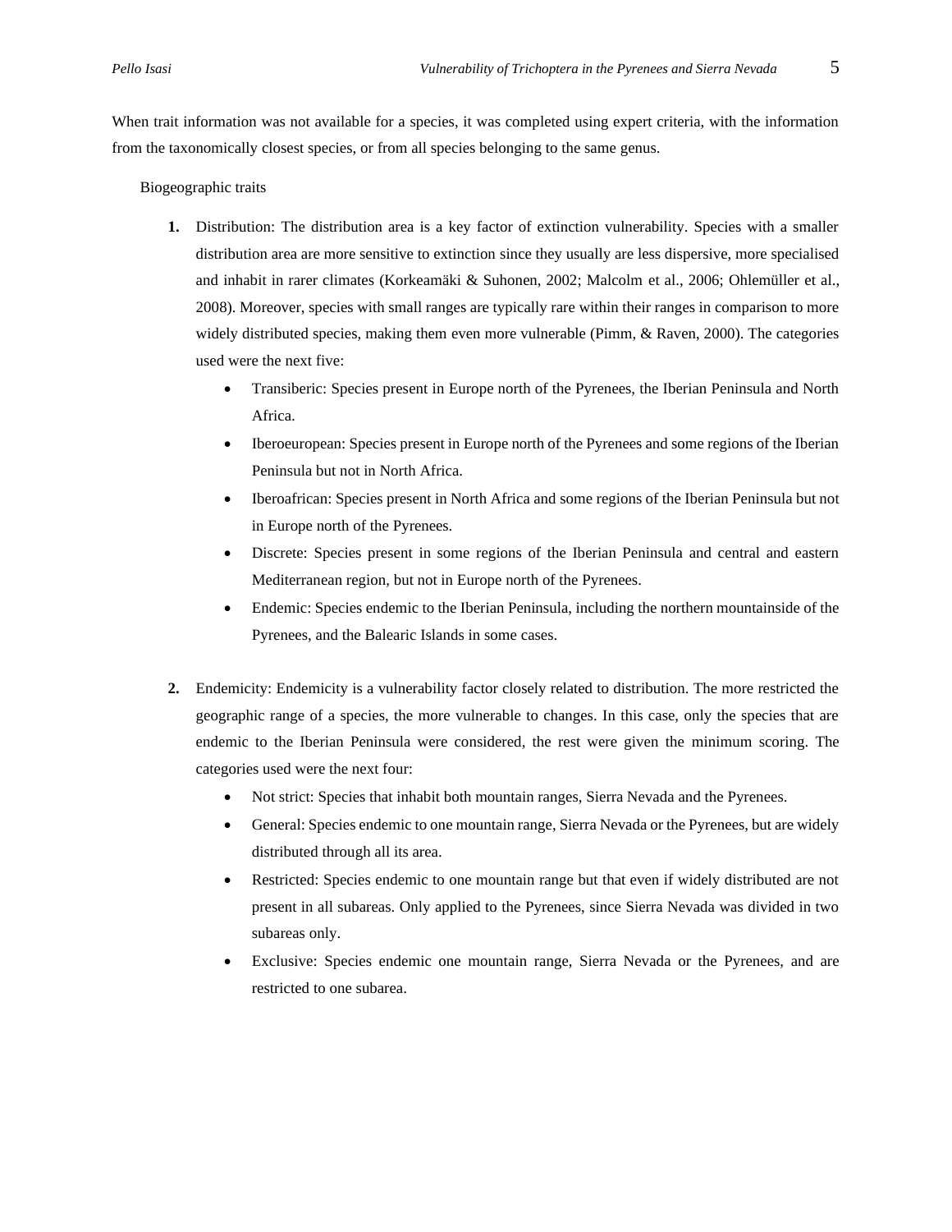When trait information was not available for a species, it was completed using expert criteria, with the information from the taxonomically closest species, or from all species belonging to the same genus.

Biogeographic traits

1. Distribution: The distribution area is a key factor of extinction vulnerability. Species with a smaller distribution area are more sensitive to extinction since they usually are less dispersive, more specialised and inhabit in rarer climates (Korkeamäki & Suhonen, 2002; Malcolm et al., 2006; Ohlemüller et al., 2008). Moreover, species with small ranges are typically rare within their ranges in comparison to more widely distributed species, making them even more vulnerable (Pimm, & Raven, 2000). The categories used were the next five:
   - Transiberic: Species present in Europe north of the Pyrenees, the Iberian Peninsula and North Africa.
   - Iberoeuropean: Species present in Europe north of the Pyrenees and some regions of the Iberian Peninsula but not in North Africa.
   - Iberoafrican: Species present in North Africa and some regions of the Iberian Peninsula but not in Europe north of the Pyrenees.
   - Discrete: Species present in some regions of the Iberian Peninsula and central and eastern Mediterranean region, but not in Europe north of the Pyrenees.
   - Endemic: Species endemic to the Iberian Peninsula, including the northern mountainside of the Pyrenees, and the Balearic Islands in some cases.

2. Endemicity: Endemicity is a vulnerability factor closely related to distribution. The more restricted the geographic range of a species, the more vulnerable to changes. In this case, only the species that are endemic to the Iberian Peninsula were considered, the rest were given the minimum scoring. The categories used were the next four:
   - Not strict: Species that inhabit both mountain ranges, Sierra Nevada and the Pyrenees.
   - General: Species endemic to one mountain range, Sierra Nevada or the Pyrenees, but are widely distributed through all its area.
   - Restricted: Species endemic to one mountain range but that even if widely distributed are not present in all subareas. Only applied to the Pyrenees, since Sierra Nevada was divided in two subareas only.
   - Exclusive: Species endemic one mountain range, Sierra Nevada or the Pyrenees, and are restricted to one subarea.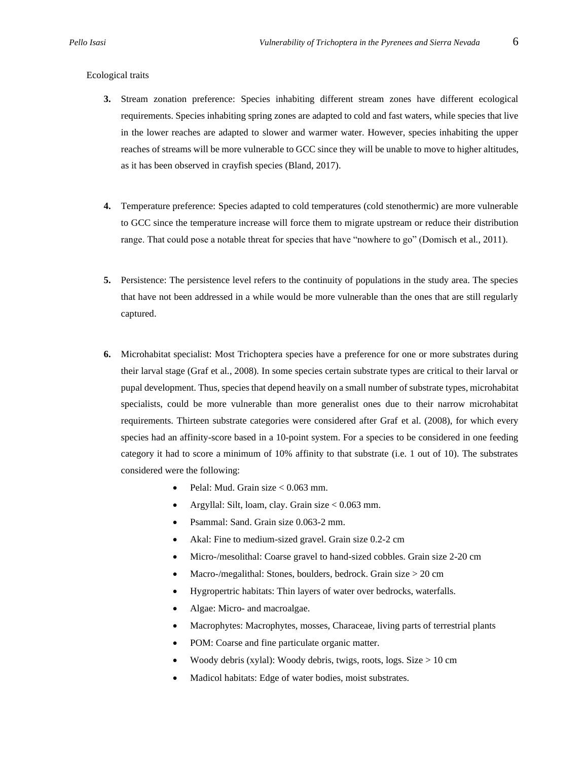Ecological traits

3. **Stream zonation preference:** Species inhabiting different stream zones have different ecological requirements. Species inhabiting spring zones are adapted to cold and fast waters, while species that live in the lower reaches are adapted to slower and warmer water. However, species inhabiting the upper reaches of streams will be more vulnerable to GCC since they will be unable to move to higher altitudes, as it has been observed in crayfish species (Bland, 2017).

4. **Temperature preference:** Species adapted to cold temperatures (cold stenothermic) are more vulnerable to GCC since the temperature increase will force them to migrate upstream or reduce their distribution range. That could pose a notable threat for species that have "nowhere to go" (Domisch et al., 2011).

5. **Persistence:** The persistence level refers to the continuity of populations in the study area. The species that have not been addressed in a while would be more vulnerable than the ones that are still regularly captured.

6. **Microhabitat specialist:** Most Trichoptera species have a preference for one or more substrates during their larval stage (Graf et al., 2008). In some species certain substrate types are critical to their larval or pupal development. Thus, species that depend heavily on a small number of substrate types, microhabitat specialists, could be more vulnerable than more generalist ones due to their narrow microhabitat requirements. Thirteen substrate categories were considered after Graf et al. (2008), for which every species had an affinity-score based in a 10-point system. For a species to be considered in one feeding category it had to score a minimum of 10% affinity to that substrate (i.e. 1 out of 10). The substrates considered were the following:
   - Pelal: Mud. Grain size < 0.063 mm.
   - Argyllal: Silt, loam, clay. Grain size < 0.063 mm.
   - Psammal: Sand. Grain size 0.063-2 mm.
   - Akal: Fine to medium-sized gravel. Grain size 0.2-2 cm
   - Micro-/mesolithal: Coarse gravel to hand-sized cobbles. Grain size 2-20 cm
   - Macro-/megalithal: Stones, boulders, bedrock. Grain size > 20 cm
   - Hygropertric habitats: Thin layers of water over bedrocks, waterfalls.
   - Algae: Micro- and macroalgae.
   - Macrophytes: Macrophytes, mosses, Characeae, living parts of terrestrial plants
   - POM: Coarse and fine particulate organic matter.
   - Woody debris (xylal): Woody debris, twigs, roots, logs. Size > 10 cm
   - Madicol habitats: Edge of water bodies, moist substrates.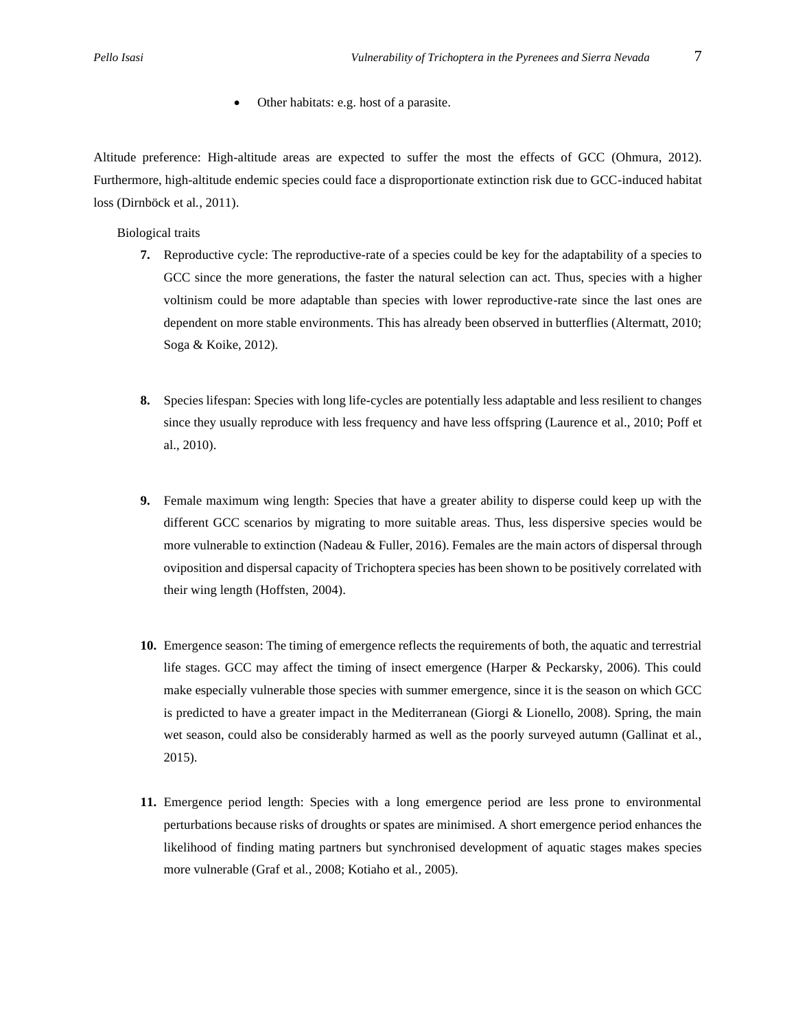- Other habitats: e.g. host of a parasite.

Altitude preference: High-altitude areas are expected to suffer the most the effects of GCC (Ohmura, 2012). Furthermore, high-altitude endemic species could face a disproportionate extinction risk due to GCC-induced habitat loss (Dirnböck et al*.*, 2011).

Biological traits

7. Reproductive cycle: The reproductive-rate of a species could be key for the adaptability of a species to GCC since the more generations, the faster the natural selection can act. Thus, species with a higher voltinism could be more adaptable than species with lower reproductive-rate since the last ones are dependent on more stable environments. This has already been observed in butterflies (Altermatt, 2010; Soga & Koike, 2012).

8. Species lifespan: Species with long life-cycles are potentially less adaptable and less resilient to changes since they usually reproduce with less frequency and have less offspring (Laurence et al., 2010; Poff et al., 2010).

9. Female maximum wing length: Species that have a greater ability to disperse could keep up with the different GCC scenarios by migrating to more suitable areas. Thus, less dispersive species would be more vulnerable to extinction (Nadeau & Fuller, 2016). Females are the main actors of dispersal through oviposition and dispersal capacity of Trichoptera species has been shown to be positively correlated with their wing length (Hoffsten, 2004).

10. Emergence season: The timing of emergence reflects the requirements of both, the aquatic and terrestrial life stages. GCC may affect the timing of insect emergence (Harper & Peckarsky, 2006). This could make especially vulnerable those species with summer emergence, since it is the season on which GCC is predicted to have a greater impact in the Mediterranean (Giorgi & Lionello, 2008). Spring, the main wet season, could also be considerably harmed as well as the poorly surveyed autumn (Gallinat et al*.*, 2015).

11. Emergence period length: Species with a long emergence period are less prone to environmental perturbations because risks of droughts or spates are minimised. A short emergence period enhances the likelihood of finding mating partners but synchronised development of aquatic stages makes species more vulnerable (Graf et al*.*, 2008; Kotiaho et al*.*, 2005).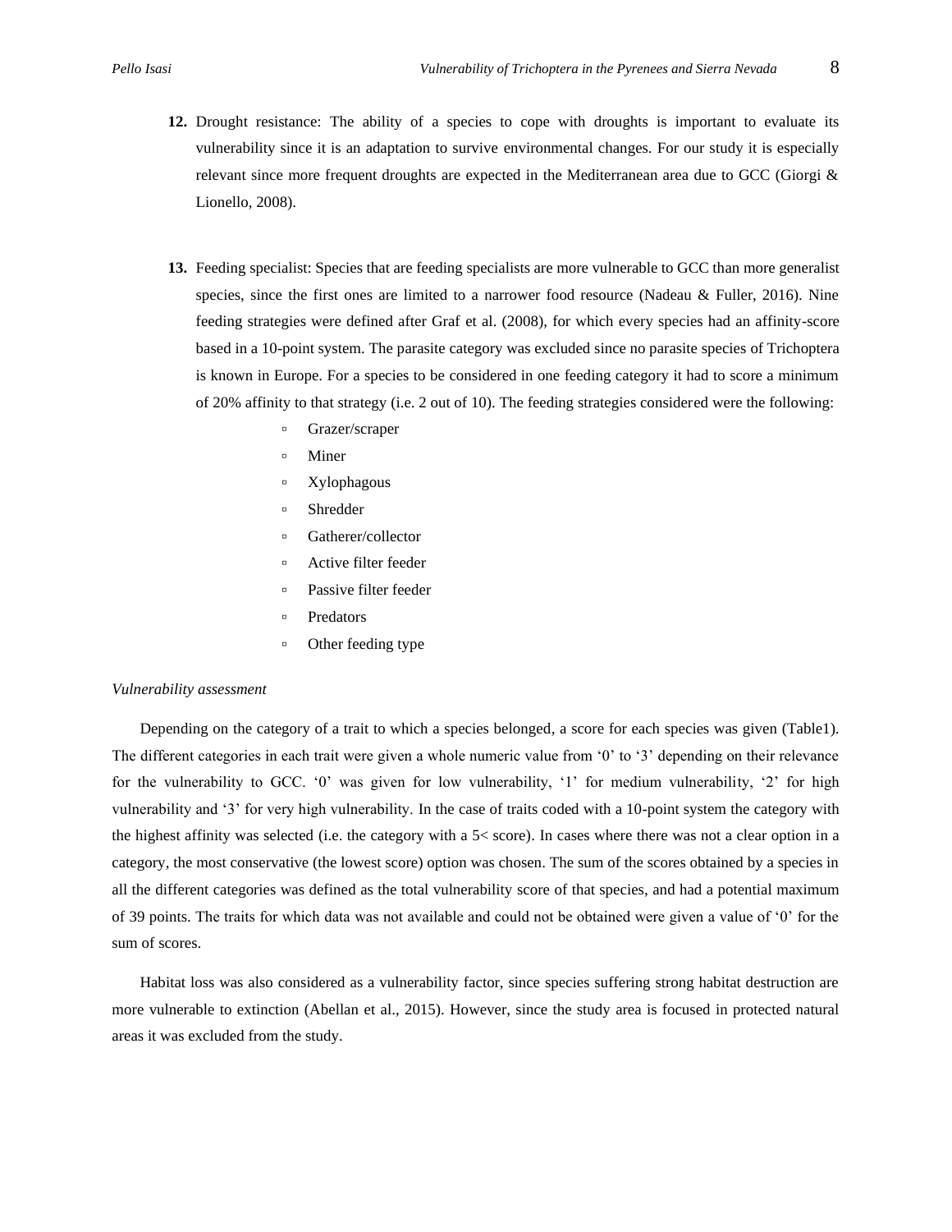12. Drought resistance: The ability of a species to cope with droughts is important to evaluate its vulnerability since it is an adaptation to survive environmental changes. For our study it is especially relevant since more frequent droughts are expected in the Mediterranean area due to GCC (Giorgi & Lionello, 2008).

13. Feeding specialist: Species that are feeding specialists are more vulnerable to GCC than more generalist species, since the first ones are limited to a narrower food resource (Nadeau & Fuller, 2016). Nine feeding strategies were defined after Graf et al. (2008), for which every species had an affinity-score based in a 10-point system. The parasite category was excluded since no parasite species of Trichoptera is known in Europe. For a species to be considered in one feeding category it had to score a minimum of 20% affinity to that strategy (i.e. 2 out of 10). The feeding strategies considered were the following:
    - Grazer/scraper
    - Miner
    - Xylophagous
    - Shredder
    - Gatherer/collector
    - Active filter feeder
    - Passive filter feeder
    - Predators
    - Other feeding type

*Vulnerability assessment*

Depending on the category of a trait to which a species belonged, a score for each species was given (Table1). The different categories in each trait were given a whole numeric value from '0' to '3' depending on their relevance for the vulnerability to GCC. '0' was given for low vulnerability, '1' for medium vulnerability, '2' for high vulnerability and '3' for very high vulnerability. In the case of traits coded with a 10-point system the category with the highest affinity was selected (i.e. the category with a 5< score). In cases where there was not a clear option in a category, the most conservative (the lowest score) option was chosen. The sum of the scores obtained by a species in all the different categories was defined as the total vulnerability score of that species, and had a potential maximum of 39 points. The traits for which data was not available and could not be obtained were given a value of '0' for the sum of scores.

Habitat loss was also considered as a vulnerability factor, since species suffering strong habitat destruction are more vulnerable to extinction (Abellan et al., 2015). However, since the study area is focused in protected natural areas it was excluded from the study.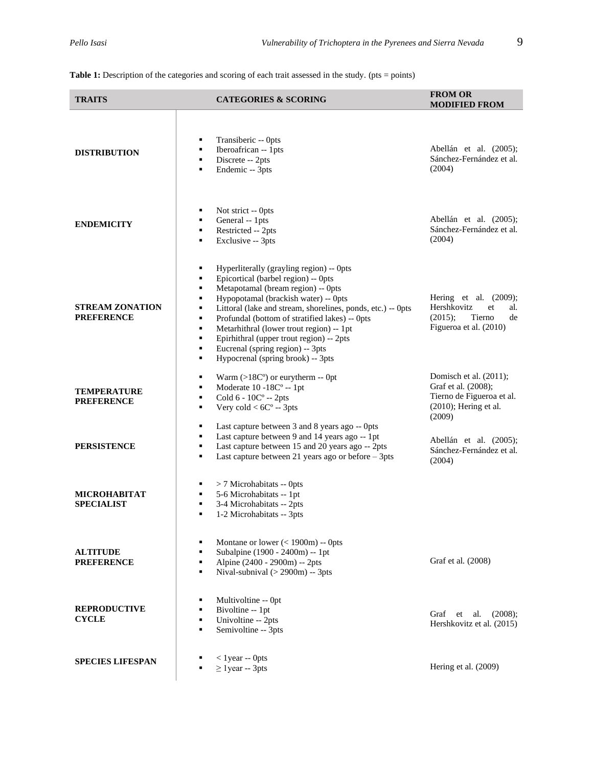**Table 1:** Description of the categories and scoring of each trait assessed in the study. (pts = points)

| TRAITS | CATEGORIES & SCORING | FROM OR MODIFIED FROM |
|---|---|---|
| **DISTRIBUTION** | ▪ Transiberic -- 0pts<br>▪ Iberoafrican -- 1pts<br>▪ Discrete -- 2pts<br>▪ Endemic -- 3pts | Abellán et al. (2005); Sánchez-Fernández et al. (2004) |
| **ENDEMICITY** | ▪ Not strict -- 0pts<br>▪ General -- 1pts<br>▪ Restricted -- 2pts<br>▪ Exclusive -- 3pts | Abellán et al. (2005); Sánchez-Fernández et al. (2004) |
| **STREAM ZONATION PREFERENCE** | ▪ Hyperliterally (grayling region) -- 0pts<br>▪ Epicortical (barbel region) -- 0pts<br>▪ Metapotamal (bream region) -- 0pts<br>▪ Hypopotamal (brackish water) -- 0pts<br>▪ Littoral (lake and stream, shorelines, ponds, etc.) -- 0pts<br>▪ Profundal (bottom of stratified lakes) -- 0pts<br>▪ Metarhithral (lower trout region) -- 1pt<br>▪ Epirhithral (upper trout region) -- 2pts<br>▪ Eucrenal (spring region) -- 3pts<br>▪ Hypocrenal (spring brook) -- 3pts | Hering et al. (2009); Hershkovitz et al. (2015); Tierno de Figueroa et al. (2010) |
| **TEMPERATURE PREFERENCE** | ▪ Warm (>18Cº) or eurytherm -- 0pt<br>▪ Moderate 10 -18Cº -- 1pt<br>▪ Cold 6 - 10Cº -- 2pts<br>▪ Very cold < 6Cº -- 3pts | Domisch et al. (2011); Graf et al. (2008); Tierno de Figueroa et al. (2010); Hering et al. (2009) |
| **PERSISTENCE** | ▪ Last capture between 3 and 8 years ago -- 0pts<br>▪ Last capture between 9 and 14 years ago -- 1pt<br>▪ Last capture between 15 and 20 years ago -- 2pts<br>▪ Last capture between 21 years ago or before – 3pts | Abellán et al. (2005); Sánchez-Fernández et al. (2004) |
| **MICROHABITAT SPECIALIST** | ▪ > 7 Microhabitats -- 0pts<br>▪ 5-6 Microhabitats -- 1pt<br>▪ 3-4 Microhabitats -- 2pts<br>▪ 1-2 Microhabitats -- 3pts | |
| **ALTITUDE PREFERENCE** | ▪ Montane or lower (< 1900m) -- 0pts<br>▪ Subalpine (1900 - 2400m) -- 1pt<br>▪ Alpine (2400 - 2900m) -- 2pts<br>▪ Nival-subnival (> 2900m) -- 3pts | Graf et al. (2008) |
| **REPRODUCTIVE CYCLE** | ▪ Multivoltine -- 0pt<br>▪ Bivoltine -- 1pt<br>▪ Univoltine -- 2pts<br>▪ Semivoltine -- 3pts | Graf et al. (2008); Hershkovitz et al. (2015) |
| **SPECIES LIFESPAN** | ▪ < 1year -- 0pts<br>▪ ≥ 1year -- 3pts | Hering et al. (2009) |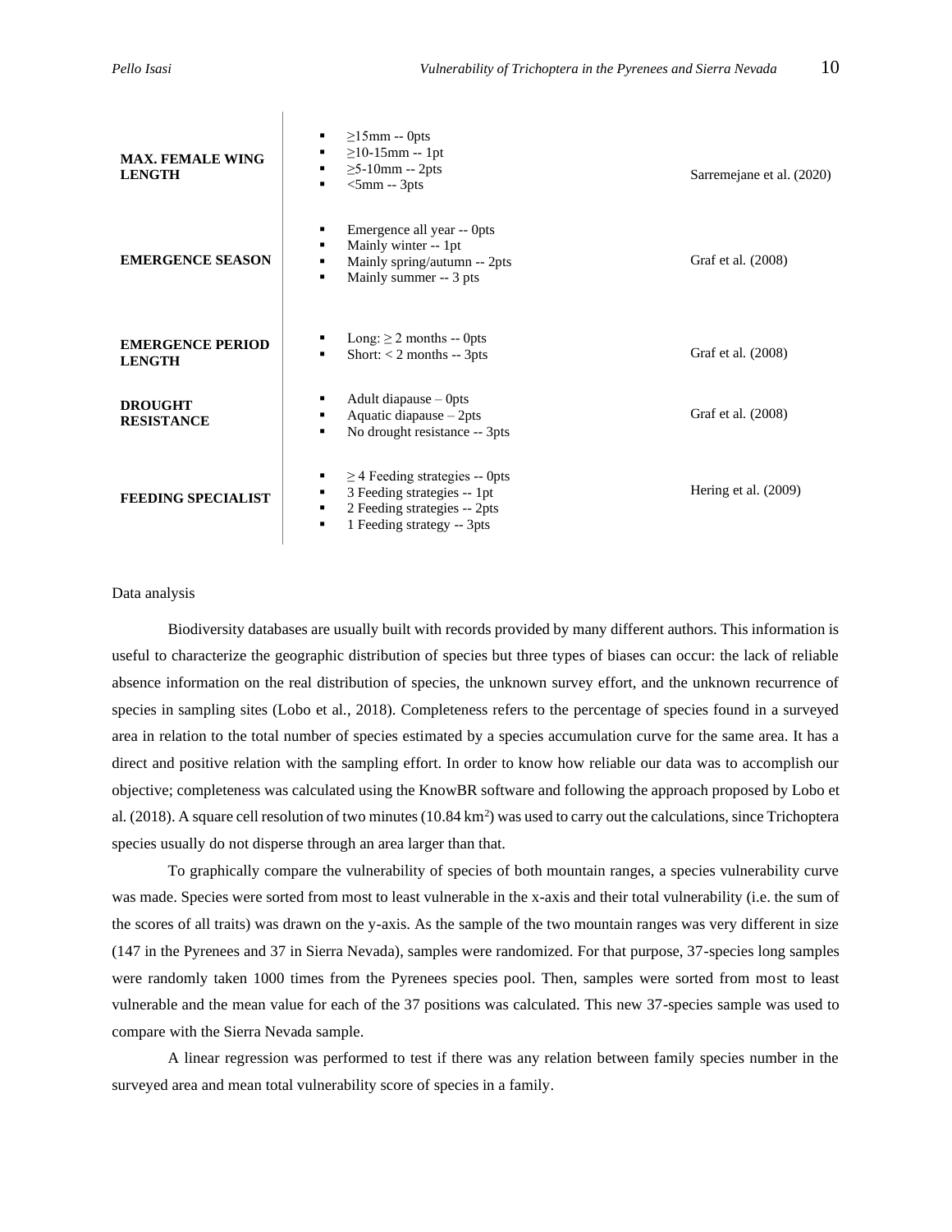| | | |
|---|---|---|
| **MAX. FEMALE WING LENGTH** | ▪ ≥15mm -- 0pts<br>▪ ≥10-15mm -- 1pt<br>▪ ≥5-10mm -- 2pts<br>▪ <5mm -- 3pts | Sarremejane et al. (2020) |
| **EMERGENCE SEASON** | ▪ Emergence all year -- 0pts<br>▪ Mainly winter -- 1pt<br>▪ Mainly spring/autumn -- 2pts<br>▪ Mainly summer -- 3 pts | Graf et al. (2008) |
| **EMERGENCE PERIOD LENGTH** | ▪ Long: ≥ 2 months -- 0pts<br>▪ Short: < 2 months -- 3pts | Graf et al. (2008) |
| **DROUGHT RESISTANCE** | ▪ Adult diapause – 0pts<br>▪ Aquatic diapause – 2pts<br>▪ No drought resistance -- 3pts | Graf et al. (2008) |
| **FEEDING SPECIALIST** | ▪ ≥ 4 Feeding strategies -- 0pts<br>▪ 3 Feeding strategies -- 1pt<br>▪ 2 Feeding strategies -- 2pts<br>▪ 1 Feeding strategy -- 3pts | Hering et al. (2009) |

Data analysis

Biodiversity databases are usually built with records provided by many different authors. This information is useful to characterize the geographic distribution of species but three types of biases can occur: the lack of reliable absence information on the real distribution of species, the unknown survey effort, and the unknown recurrence of species in sampling sites (Lobo et al., 2018). Completeness refers to the percentage of species found in a surveyed area in relation to the total number of species estimated by a species accumulation curve for the same area. It has a direct and positive relation with the sampling effort. In order to know how reliable our data was to accomplish our objective; completeness was calculated using the KnowBR software and following the approach proposed by Lobo et al. (2018). A square cell resolution of two minutes (10.84 $km^2$) was used to carry out the calculations, since Trichoptera species usually do not disperse through an area larger than that.

To graphically compare the vulnerability of species of both mountain ranges, a species vulnerability curve was made. Species were sorted from most to least vulnerable in the x-axis and their total vulnerability (i.e. the sum of the scores of all traits) was drawn on the y-axis. As the sample of the two mountain ranges was very different in size (147 in the Pyrenees and 37 in Sierra Nevada), samples were randomized. For that purpose, 37-species long samples were randomly taken 1000 times from the Pyrenees species pool. Then, samples were sorted from most to least vulnerable and the mean value for each of the 37 positions was calculated. This new 37-species sample was used to compare with the Sierra Nevada sample.

A linear regression was performed to test if there was any relation between family species number in the surveyed area and mean total vulnerability score of species in a family.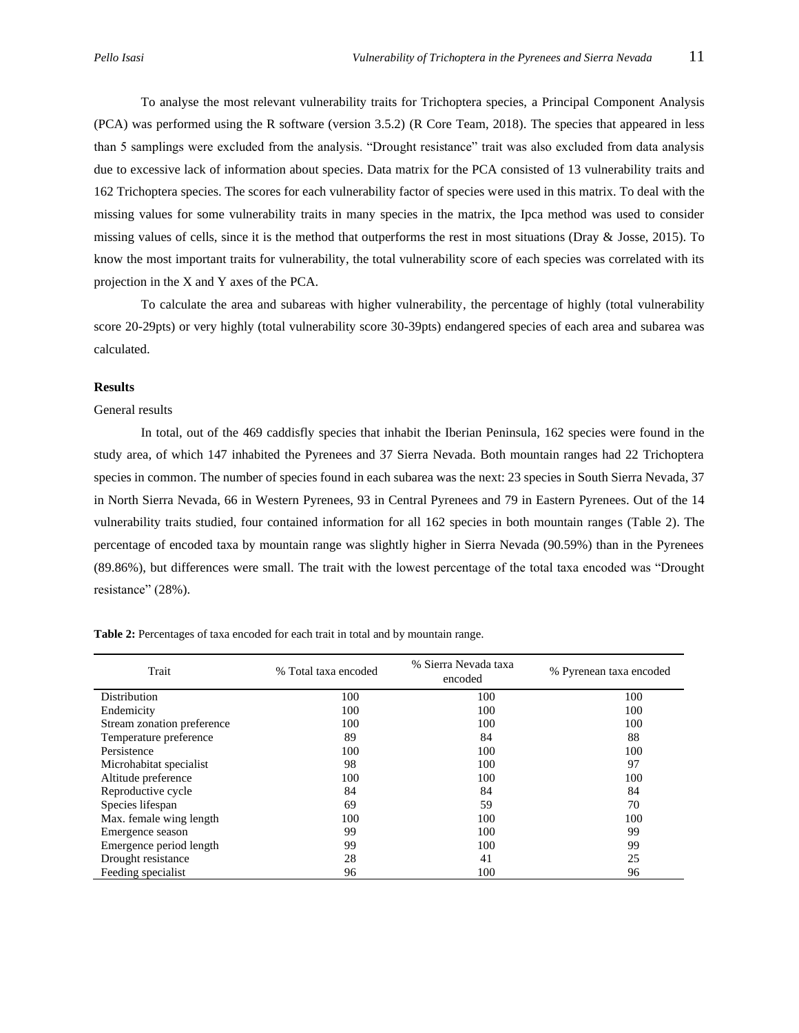To analyse the most relevant vulnerability traits for Trichoptera species, a Principal Component Analysis (PCA) was performed using the R software (version 3.5.2) (R Core Team, 2018). The species that appeared in less than 5 samplings were excluded from the analysis. “Drought resistance” trait was also excluded from data analysis due to excessive lack of information about species. Data matrix for the PCA consisted of 13 vulnerability traits and 162 Trichoptera species. The scores for each vulnerability factor of species were used in this matrix. To deal with the missing values for some vulnerability traits in many species in the matrix, the Ipca method was used to consider missing values of cells, since it is the method that outperforms the rest in most situations (Dray & Josse, 2015). To know the most important traits for vulnerability, the total vulnerability score of each species was correlated with its projection in the X and Y axes of the PCA.

To calculate the area and subareas with higher vulnerability, the percentage of highly (total vulnerability score 20-29pts) or very highly (total vulnerability score 30-39pts) endangered species of each area and subarea was calculated.

**Results**

General results

In total, out of the 469 caddisfly species that inhabit the Iberian Peninsula, 162 species were found in the study area, of which 147 inhabited the Pyrenees and 37 Sierra Nevada. Both mountain ranges had 22 Trichoptera species in common. The number of species found in each subarea was the next: 23 species in South Sierra Nevada, 37 in North Sierra Nevada, 66 in Western Pyrenees, 93 in Central Pyrenees and 79 in Eastern Pyrenees. Out of the 14 vulnerability traits studied, four contained information for all 162 species in both mountain ranges (Table 2). The percentage of encoded taxa by mountain range was slightly higher in Sierra Nevada (90.59%) than in the Pyrenees (89.86%), but differences were small. The trait with the lowest percentage of the total taxa encoded was “Drought resistance” (28%).

**Table 2:** Percentages of taxa encoded for each trait in total and by mountain range.

| Trait | % Total taxa encoded | % Sierra Nevada taxa encoded | % Pyrenean taxa encoded |
|---|---|---|---|
| Distribution | 100 | 100 | 100 |
| Endemicity | 100 | 100 | 100 |
| Stream zonation preference | 100 | 100 | 100 |
| Temperature preference | 89 | 84 | 88 |
| Persistence | 100 | 100 | 100 |
| Microhabitat specialist | 98 | 100 | 97 |
| Altitude preference | 100 | 100 | 100 |
| Reproductive cycle | 84 | 84 | 84 |
| Species lifespan | 69 | 59 | 70 |
| Max. female wing length | 100 | 100 | 100 |
| Emergence season | 99 | 100 | 99 |
| Emergence period length | 99 | 100 | 99 |
| Drought resistance | 28 | 41 | 25 |
| Feeding specialist | 96 | 100 | 96 |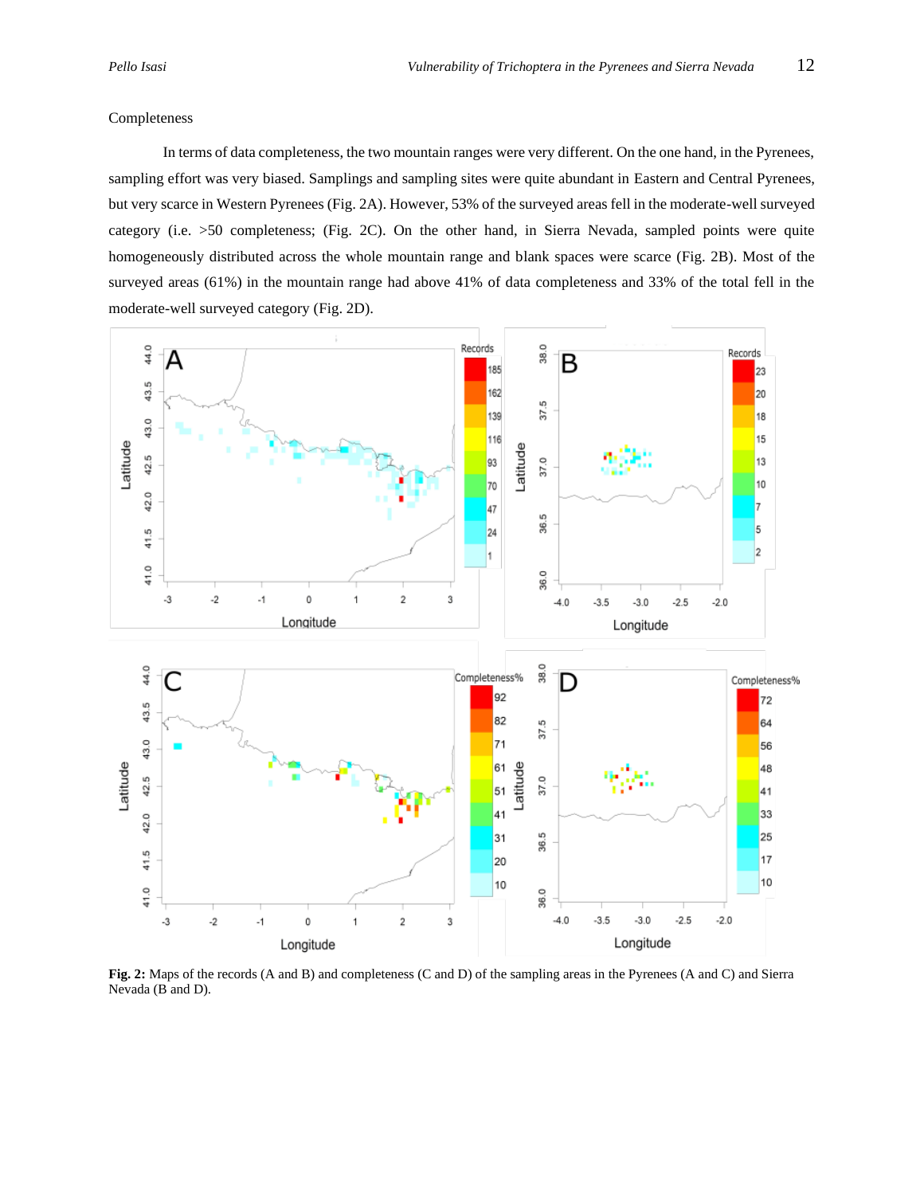Completeness

In terms of data completeness, the two mountain ranges were very different. On the one hand, in the Pyrenees, sampling effort was very biased. Samplings and sampling sites were quite abundant in Eastern and Central Pyrenees, but very scarce in Western Pyrenees (Fig. 2A). However, 53% of the surveyed areas fell in the moderate-well surveyed category (i.e. >50 completeness; (Fig. 2C). On the other hand, in Sierra Nevada, sampled points were quite homogeneously distributed across the whole mountain range and blank spaces were scarce (Fig. 2B). Most of the surveyed areas (61%) in the mountain range had above 41% of data completeness and 33% of the total fell in the moderate-well surveyed category (Fig. 2D).

**Fig. 2:** Maps of the records (A and B) and completeness (C and D) of the sampling areas in the Pyrenees (A and C) and Sierra Nevada (B and D).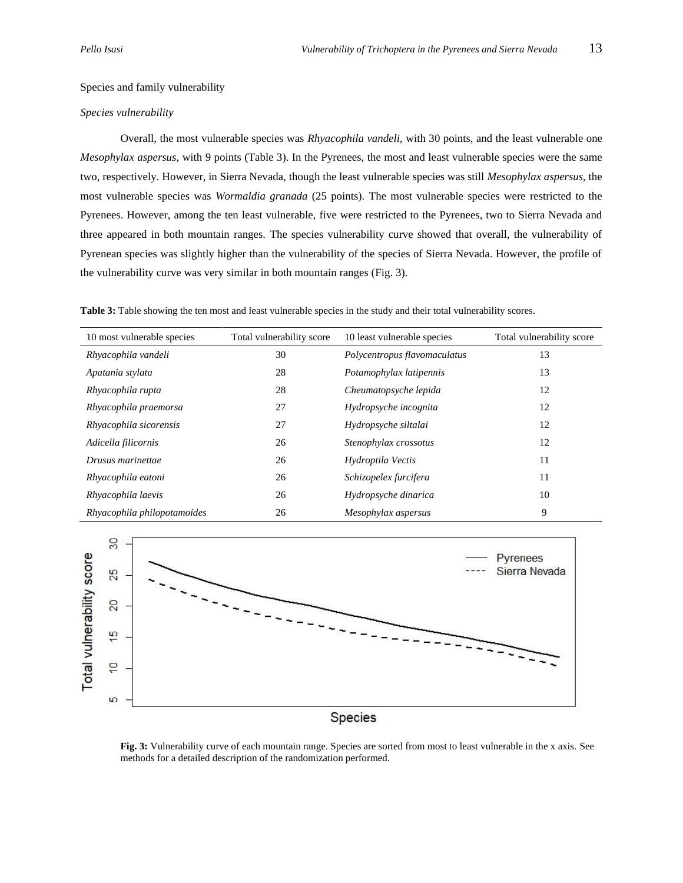Species and family vulnerability

*Species vulnerability*

Overall, the most vulnerable species was *Rhyacophila vandeli*, with 30 points, and the least vulnerable one *Mesophylax aspersus*, with 9 points (Table 3). In the Pyrenees, the most and least vulnerable species were the same two, respectively. However, in Sierra Nevada, though the least vulnerable species was still *Mesophylax aspersus*, the most vulnerable species was *Wormaldia granada* (25 points). The most vulnerable species were restricted to the Pyrenees. However, among the ten least vulnerable, five were restricted to the Pyrenees, two to Sierra Nevada and three appeared in both mountain ranges. The species vulnerability curve showed that overall, the vulnerability of Pyrenean species was slightly higher than the vulnerability of the species of Sierra Nevada. However, the profile of the vulnerability curve was very similar in both mountain ranges (Fig. 3).

**Table 3:** Table showing the ten most and least vulnerable species in the study and their total vulnerability scores.

| 10 most vulnerable species | Total vulnerability score | 10 least vulnerable species | Total vulnerability score |
|---|---|---|---|
| *Rhyacophila vandeli* | 30 | *Polycentropus flavomaculatus* | 13 |
| *Apatania stylata* | 28 | *Potamophylax latipennis* | 13 |
| *Rhyacophila rupta* | 28 | *Cheumatopsyche lepida* | 12 |
| *Rhyacophila praemorsa* | 27 | *Hydropsyche incognita* | 12 |
| *Rhyacophila sicorensis* | 27 | *Hydropsyche siltalai* | 12 |
| *Adicella filicornis* | 26 | *Stenophylax crossotus* | 12 |
| *Drusus marinettae* | 26 | *Hydroptila Vectis* | 11 |
| *Rhyacophila eatoni* | 26 | *Schizopelex furcifera* | 11 |
| *Rhyacophila laevis* | 26 | *Hydropsyche dinarica* | 10 |
| *Rhyacophila philopotamoides* | 26 | *Mesophylax aspersus* | 9 |

**Fig. 3:** Vulnerability curve of each mountain range. Species are sorted from most to least vulnerable in the x axis. See methods for a detailed description of the randomization performed.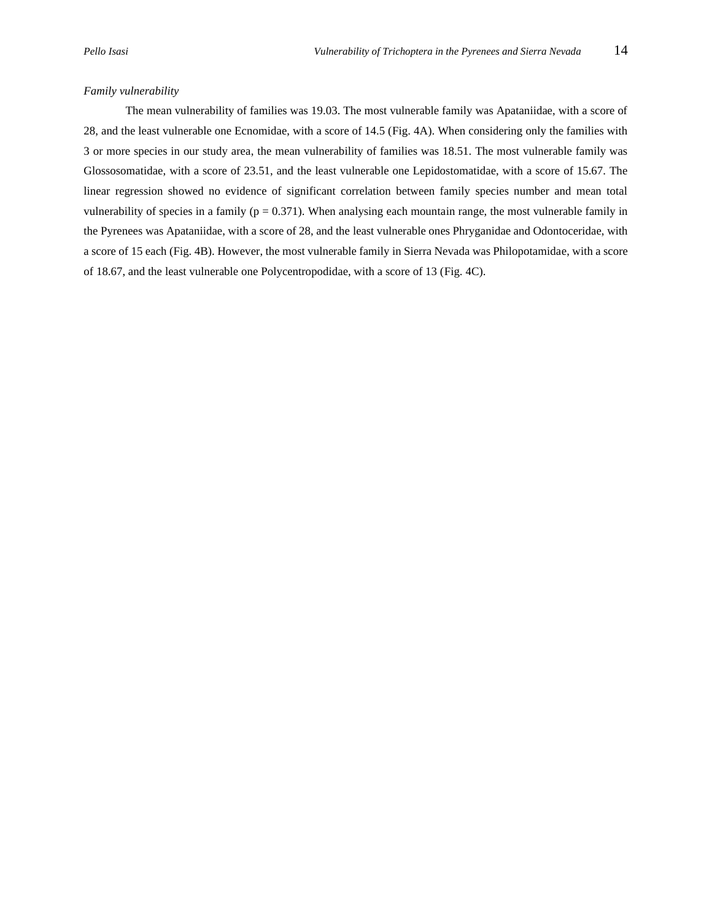*Family vulnerability*

The mean vulnerability of families was 19.03. The most vulnerable family was Apataniidae, with a score of 28, and the least vulnerable one Ecnomidae, with a score of 14.5 (Fig. 4A). When considering only the families with 3 or more species in our study area, the mean vulnerability of families was 18.51. The most vulnerable family was Glossosomatidae, with a score of 23.51, and the least vulnerable one Lepidostomatidae, with a score of 15.67. The linear regression showed no evidence of significant correlation between family species number and mean total vulnerability of species in a family ($p = 0.371$). When analysing each mountain range, the most vulnerable family in the Pyrenees was Apataniidae, with a score of 28, and the least vulnerable ones Phryganidae and Odontoceridae, with a score of 15 each (Fig. 4B). However, the most vulnerable family in Sierra Nevada was Philopotamidae, with a score of 18.67, and the least vulnerable one Polycentropodidae, with a score of 13 (Fig. 4C).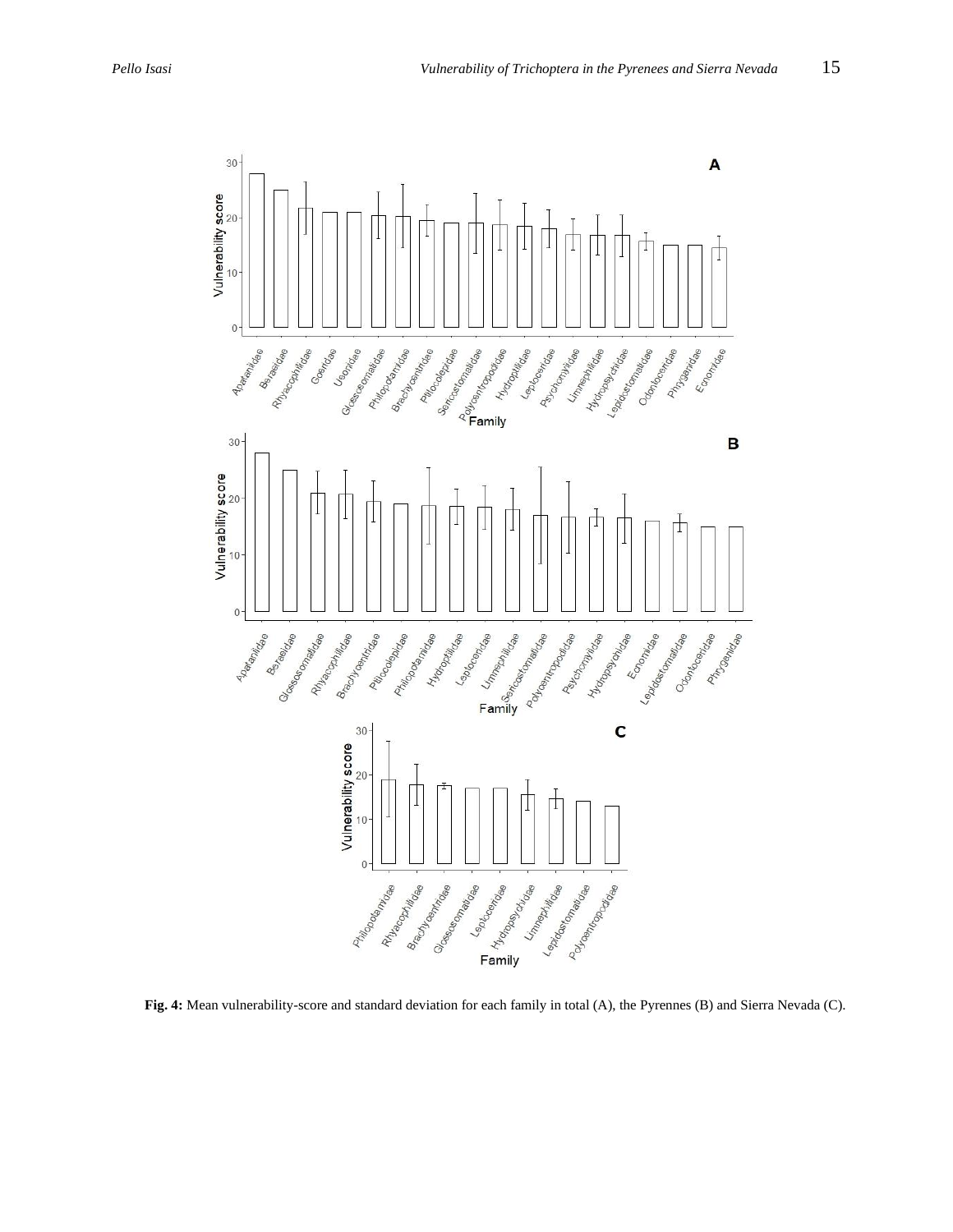**Fig. 4:** Mean vulnerability-score and standard deviation for each family in total (A), the Pyrennes (B) and Sierra Nevada (C).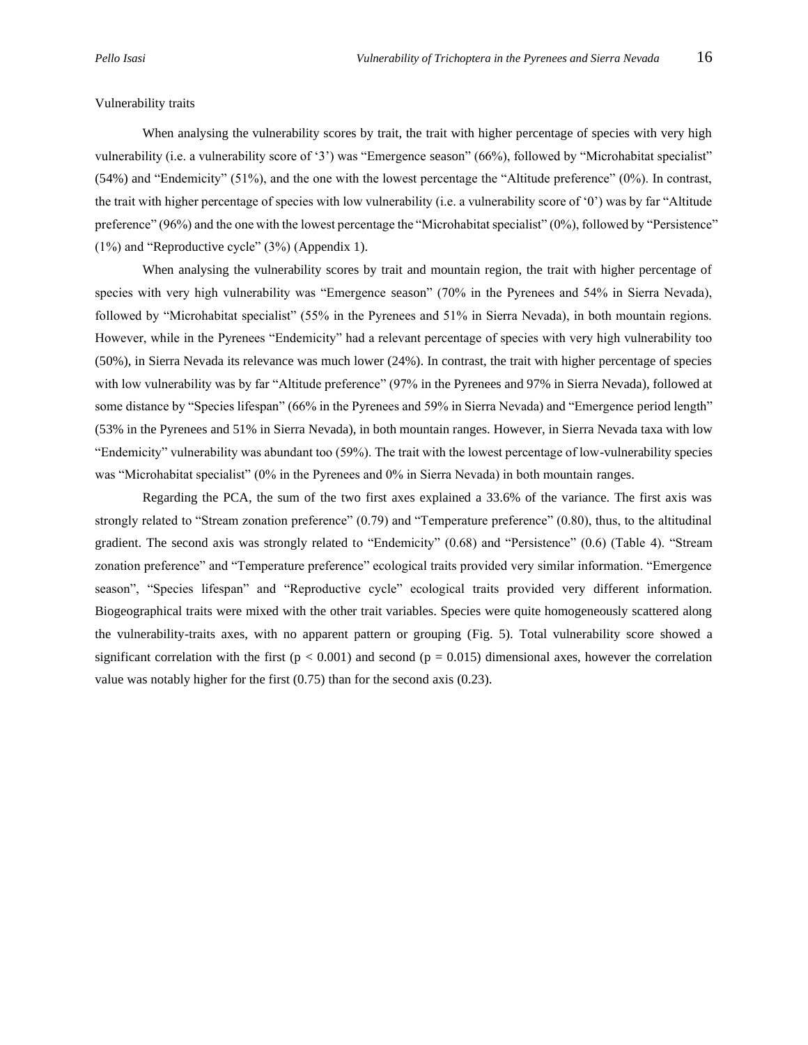Vulnerability traits

When analysing the vulnerability scores by trait, the trait with higher percentage of species with very high vulnerability (i.e. a vulnerability score of '3') was "Emergence season" (66%), followed by "Microhabitat specialist" (54%) and "Endemicity" (51%), and the one with the lowest percentage the "Altitude preference" (0%). In contrast, the trait with higher percentage of species with low vulnerability (i.e. a vulnerability score of '0') was by far "Altitude preference" (96%) and the one with the lowest percentage the "Microhabitat specialist" (0%), followed by "Persistence" (1%) and "Reproductive cycle" (3%) (Appendix 1).

When analysing the vulnerability scores by trait and mountain region, the trait with higher percentage of species with very high vulnerability was "Emergence season" (70% in the Pyrenees and 54% in Sierra Nevada), followed by "Microhabitat specialist" (55% in the Pyrenees and 51% in Sierra Nevada), in both mountain regions. However, while in the Pyrenees "Endemicity" had a relevant percentage of species with very high vulnerability too (50%), in Sierra Nevada its relevance was much lower (24%). In contrast, the trait with higher percentage of species with low vulnerability was by far "Altitude preference" (97% in the Pyrenees and 97% in Sierra Nevada), followed at some distance by "Species lifespan" (66% in the Pyrenees and 59% in Sierra Nevada) and "Emergence period length" (53% in the Pyrenees and 51% in Sierra Nevada), in both mountain ranges. However, in Sierra Nevada taxa with low "Endemicity" vulnerability was abundant too (59%). The trait with the lowest percentage of low-vulnerability species was "Microhabitat specialist" (0% in the Pyrenees and 0% in Sierra Nevada) in both mountain ranges.

Regarding the PCA, the sum of the two first axes explained a 33.6% of the variance. The first axis was strongly related to "Stream zonation preference" (0.79) and "Temperature preference" (0.80), thus, to the altitudinal gradient. The second axis was strongly related to "Endemicity" (0.68) and "Persistence" (0.6) (Table 4). "Stream zonation preference" and "Temperature preference" ecological traits provided very similar information. "Emergence season", "Species lifespan" and "Reproductive cycle" ecological traits provided very different information. Biogeographical traits were mixed with the other trait variables. Species were quite homogeneously scattered along the vulnerability-traits axes, with no apparent pattern or grouping (Fig. 5). Total vulnerability score showed a significant correlation with the first ($p < 0.001$) and second ($p = 0.015$) dimensional axes, however the correlation value was notably higher for the first (0.75) than for the second axis (0.23).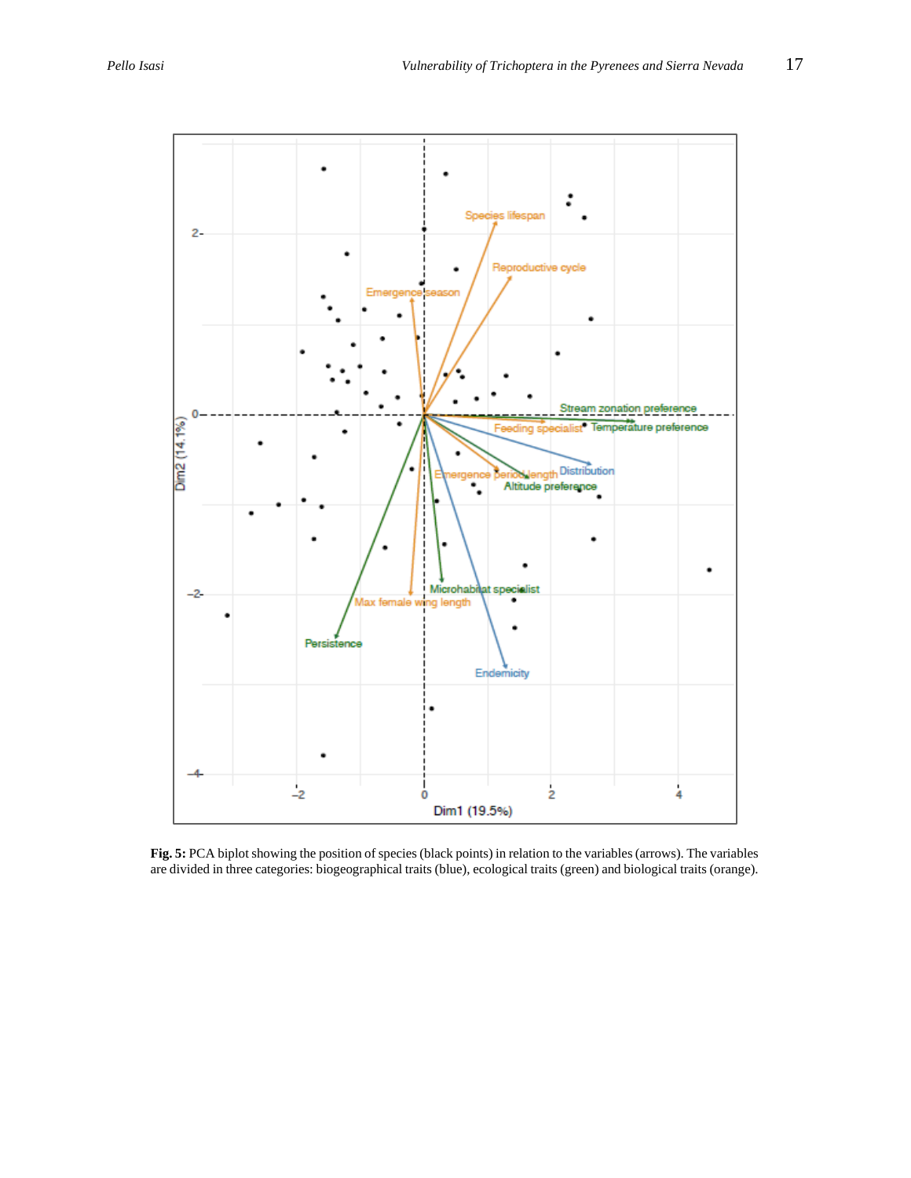**Fig. 5:** PCA biplot showing the position of species (black points) in relation to the variables (arrows). The variables are divided in three categories: biogeographical traits (blue), ecological traits (green) and biological traits (orange).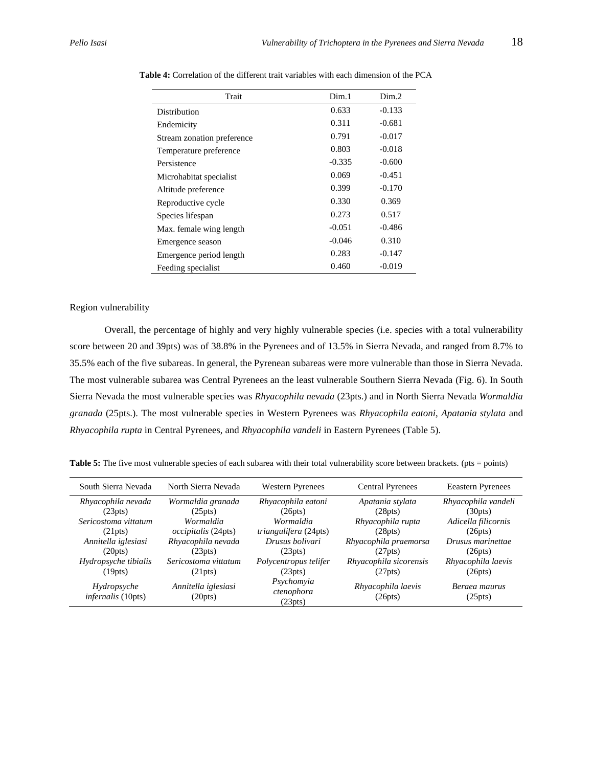**Table 4:** Correlation of the different trait variables with each dimension of the PCA

| Trait | Dim.1 | Dim.2 |
|---|---|---|
| Distribution | 0.633 | -0.133 |
| Endemicity | 0.311 | -0.681 |
| Stream zonation preference | 0.791 | -0.017 |
| Temperature preference | 0.803 | -0.018 |
| Persistence | -0.335 | -0.600 |
| Microhabitat specialist | 0.069 | -0.451 |
| Altitude preference | 0.399 | -0.170 |
| Reproductive cycle | 0.330 | 0.369 |
| Species lifespan | 0.273 | 0.517 |
| Max. female wing length | -0.051 | -0.486 |
| Emergence season | -0.046 | 0.310 |
| Emergence period length | 0.283 | -0.147 |
| Feeding specialist | 0.460 | -0.019 |

Region vulnerability

Overall, the percentage of highly and very highly vulnerable species (i.e. species with a total vulnerability score between 20 and 39pts) was of 38.8% in the Pyrenees and of 13.5% in Sierra Nevada, and ranged from 8.7% to 35.5% each of the five subareas. In general, the Pyrenean subareas were more vulnerable than those in Sierra Nevada. The most vulnerable subarea was Central Pyrenees an the least vulnerable Southern Sierra Nevada (Fig. 6). In South Sierra Nevada the most vulnerable species was *Rhyacophila nevada* (23pts.) and in North Sierra Nevada *Wormaldia granada* (25pts.). The most vulnerable species in Western Pyrenees was *Rhyacophila eatoni*, *Apatania stylata* and *Rhyacophila rupta* in Central Pyrenees, and *Rhyacophila vandeli* in Eastern Pyrenees (Table 5).

**Table 5:** The five most vulnerable species of each subarea with their total vulnerability score between brackets. (pts = points)

| South Sierra Nevada | North Sierra Nevada | Western Pyrenees | Central Pyrenees | Eeastern Pyrenees |
|---|---|---|---|---|
| *Rhyacophila nevada* (23pts) | *Wormaldia granada* (25pts) | *Rhyacophila eatoni* (26pts) | *Apatania stylata* (28pts) | *Rhyacophila vandeli* (30pts) |
| *Sericostoma vittatum* (21pts) | *Wormaldia occipitalis* (24pts) | *Wormaldia triangulifera* (24pts) | *Rhyacophila rupta* (28pts) | *Adicella filicornis* (26pts) |
| *Annitella iglesiasi* (20pts) | *Rhyacophila nevada* (23pts) | *Drusus bolivari* (23pts) | *Rhyacophila praemorsa* (27pts) | *Drusus marinettae* (26pts) |
| *Hydropsyche tibialis* (19pts) | *Sericostoma vittatum* (21pts) | *Polycentropus telifer* (23pts) | *Rhyacophila sicorensis* (27pts) | *Rhyacophila laevis* (26pts) |
| *Hydropsyche infernalis* (10pts) | *Annitella iglesiasi* (20pts) | *Psychomyia ctenophora* (23pts) | *Rhyacophila laevis* (26pts) | *Beraea maurus* (25pts) |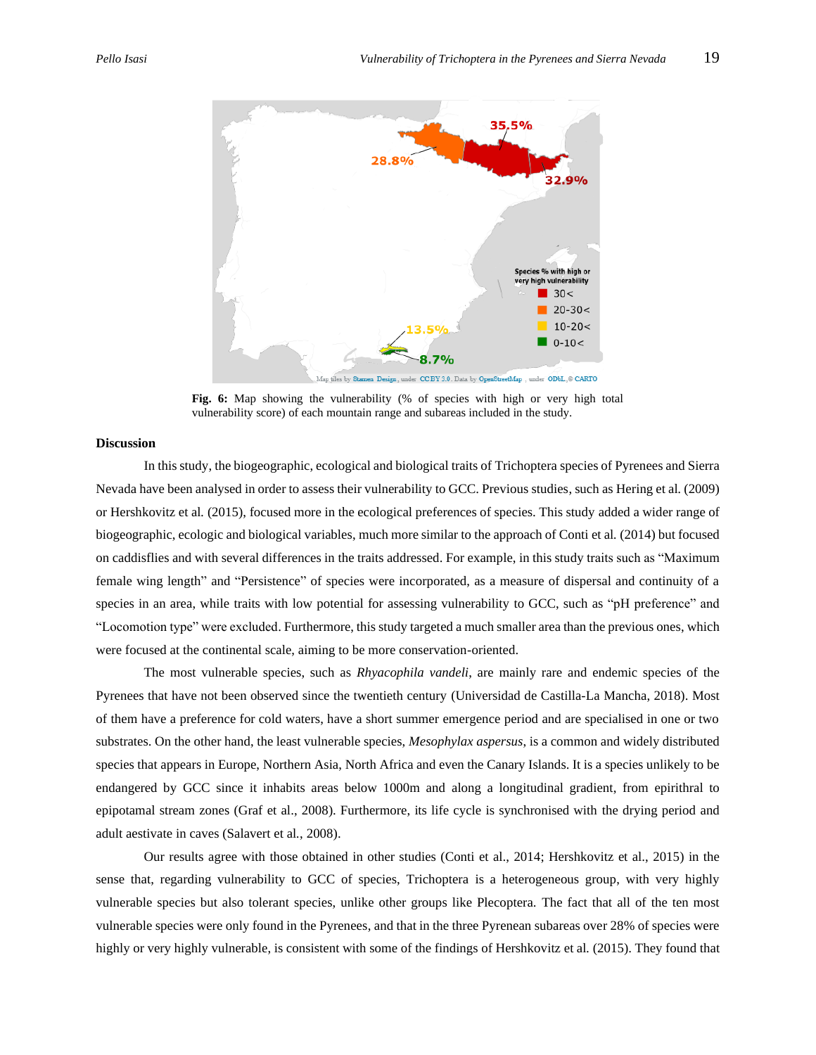**Fig. 6:** Map showing the vulnerability (% of species with high or very high total vulnerability score) of each mountain range and subareas included in the study.

## Discussion

In this study, the biogeographic, ecological and biological traits of Trichoptera species of Pyrenees and Sierra Nevada have been analysed in order to assess their vulnerability to GCC. Previous studies, such as Hering et al. (2009) or Hershkovitz et al. (2015), focused more in the ecological preferences of species. This study added a wider range of biogeographic, ecologic and biological variables, much more similar to the approach of Conti et al. (2014) but focused on caddisflies and with several differences in the traits addressed. For example, in this study traits such as "Maximum female wing length" and "Persistence" of species were incorporated, as a measure of dispersal and continuity of a species in an area, while traits with low potential for assessing vulnerability to GCC, such as "pH preference" and "Locomotion type" were excluded. Furthermore, this study targeted a much smaller area than the previous ones, which were focused at the continental scale, aiming to be more conservation-oriented.

The most vulnerable species, such as *Rhyacophila vandeli*, are mainly rare and endemic species of the Pyrenees that have not been observed since the twentieth century (Universidad de Castilla-La Mancha, 2018). Most of them have a preference for cold waters, have a short summer emergence period and are specialised in one or two substrates. On the other hand, the least vulnerable species, *Mesophylax aspersus*, is a common and widely distributed species that appears in Europe, Northern Asia, North Africa and even the Canary Islands. It is a species unlikely to be endangered by GCC since it inhabits areas below 1000m and along a longitudinal gradient, from epirithral to epipotamal stream zones (Graf et al., 2008). Furthermore, its life cycle is synchronised with the drying period and adult aestivate in caves (Salavert et al., 2008).

Our results agree with those obtained in other studies (Conti et al., 2014; Hershkovitz et al., 2015) in the sense that, regarding vulnerability to GCC of species, Trichoptera is a heterogeneous group, with very highly vulnerable species but also tolerant species, unlike other groups like Plecoptera. The fact that all of the ten most vulnerable species were only found in the Pyrenees, and that in the three Pyrenean subareas over 28% of species were highly or very highly vulnerable, is consistent with some of the findings of Hershkovitz et al. (2015). They found that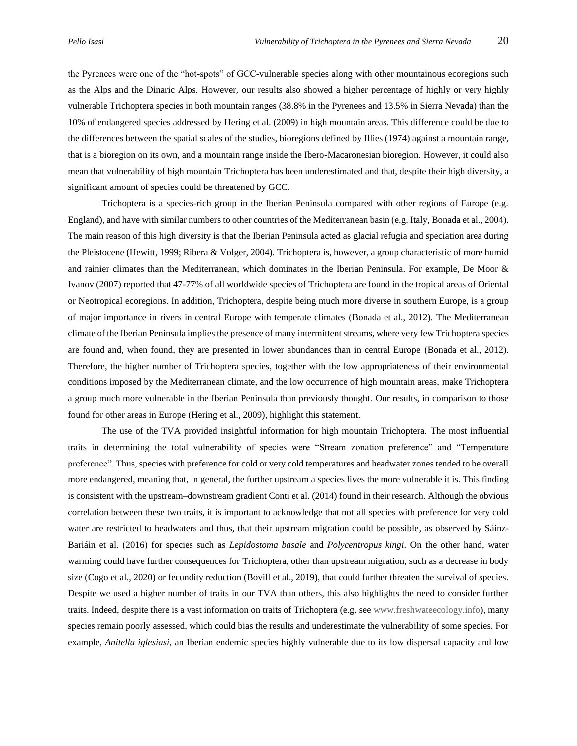the Pyrenees were one of the "hot-spots" of GCC-vulnerable species along with other mountainous ecoregions such as the Alps and the Dinaric Alps. However, our results also showed a higher percentage of highly or very highly vulnerable Trichoptera species in both mountain ranges (38.8% in the Pyrenees and 13.5% in Sierra Nevada) than the 10% of endangered species addressed by Hering et al. (2009) in high mountain areas. This difference could be due to the differences between the spatial scales of the studies, bioregions defined by Illies (1974) against a mountain range, that is a bioregion on its own, and a mountain range inside the Ibero-Macaronesian bioregion. However, it could also mean that vulnerability of high mountain Trichoptera has been underestimated and that, despite their high diversity, a significant amount of species could be threatened by GCC.

Trichoptera is a species-rich group in the Iberian Peninsula compared with other regions of Europe (e.g. England), and have with similar numbers to other countries of the Mediterranean basin (e.g. Italy, Bonada et al., 2004). The main reason of this high diversity is that the Iberian Peninsula acted as glacial refugia and speciation area during the Pleistocene (Hewitt, 1999; Ribera & Volger, 2004). Trichoptera is, however, a group characteristic of more humid and rainier climates than the Mediterranean, which dominates in the Iberian Peninsula. For example, De Moor & Ivanov (2007) reported that 47-77% of all worldwide species of Trichoptera are found in the tropical areas of Oriental or Neotropical ecoregions. In addition, Trichoptera, despite being much more diverse in southern Europe, is a group of major importance in rivers in central Europe with temperate climates (Bonada et al., 2012). The Mediterranean climate of the Iberian Peninsula implies the presence of many intermittent streams, where very few Trichoptera species are found and, when found, they are presented in lower abundances than in central Europe (Bonada et al., 2012). Therefore, the higher number of Trichoptera species, together with the low appropriateness of their environmental conditions imposed by the Mediterranean climate, and the low occurrence of high mountain areas, make Trichoptera a group much more vulnerable in the Iberian Peninsula than previously thought. Our results, in comparison to those found for other areas in Europe (Hering et al., 2009), highlight this statement.

The use of the TVA provided insightful information for high mountain Trichoptera. The most influential traits in determining the total vulnerability of species were "Stream zonation preference" and "Temperature preference". Thus, species with preference for cold or very cold temperatures and headwater zones tended to be overall more endangered, meaning that, in general, the further upstream a species lives the more vulnerable it is. This finding is consistent with the upstream–downstream gradient Conti et al. (2014) found in their research. Although the obvious correlation between these two traits, it is important to acknowledge that not all species with preference for very cold water are restricted to headwaters and thus, that their upstream migration could be possible, as observed by Sáinz-Bariáin et al. (2016) for species such as *Lepidostoma basale* and *Polycentropus kingi*. On the other hand, water warming could have further consequences for Trichoptera, other than upstream migration, such as a decrease in body size (Cogo et al., 2020) or fecundity reduction (Bovill et al., 2019), that could further threaten the survival of species. Despite we used a higher number of traits in our TVA than others, this also highlights the need to consider further traits. Indeed, despite there is a vast information on traits of Trichoptera (e.g. see www.freshwateecology.info), many species remain poorly assessed, which could bias the results and underestimate the vulnerability of some species. For example, *Anitella iglesiasi*, an Iberian endemic species highly vulnerable due to its low dispersal capacity and low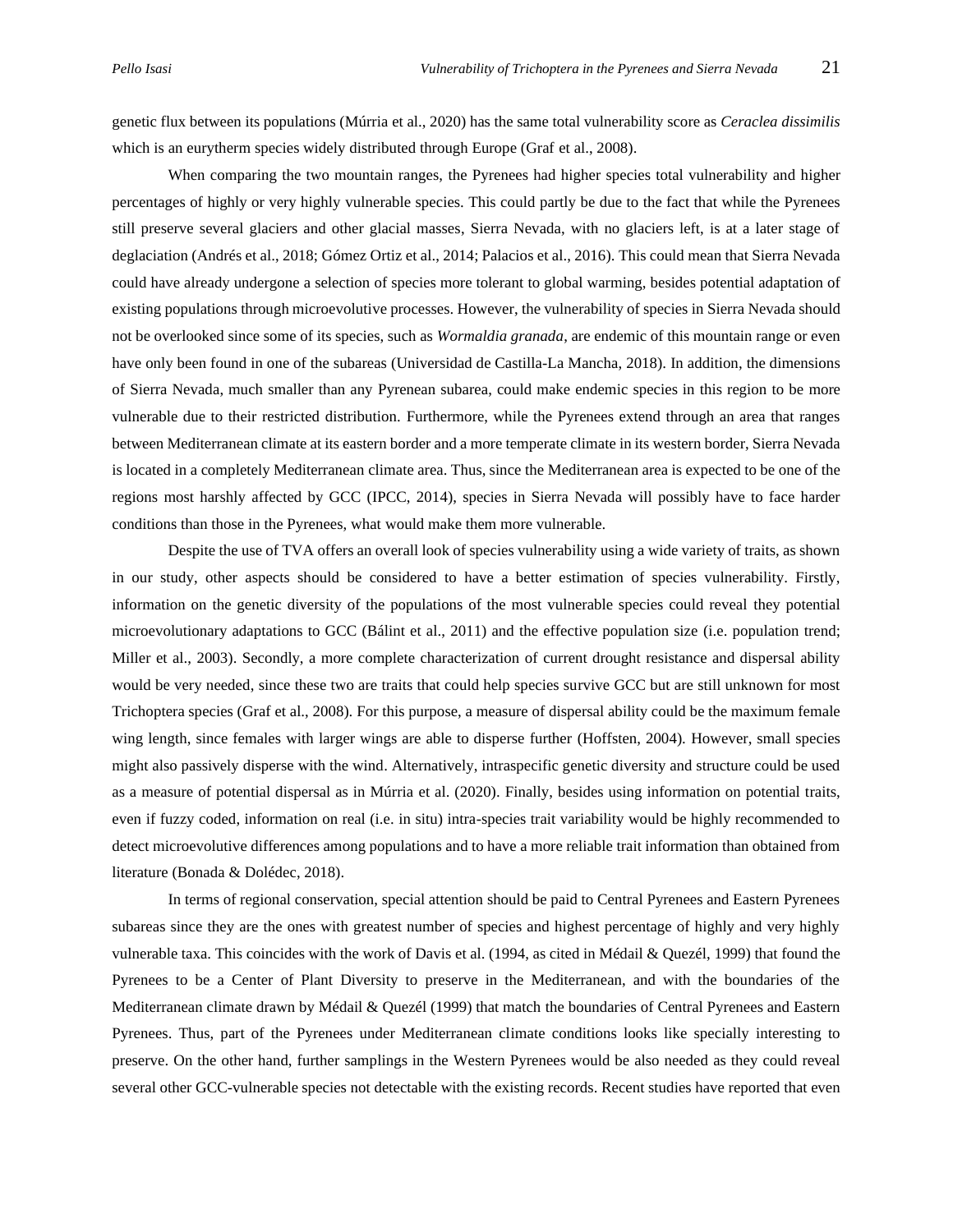genetic flux between its populations (Múrria et al., 2020) has the same total vulnerability score as *Ceraclea dissimilis* which is an eurytherm species widely distributed through Europe (Graf et al., 2008).

When comparing the two mountain ranges, the Pyrenees had higher species total vulnerability and higher percentages of highly or very highly vulnerable species. This could partly be due to the fact that while the Pyrenees still preserve several glaciers and other glacial masses, Sierra Nevada, with no glaciers left, is at a later stage of deglaciation (Andrés et al., 2018; Gómez Ortiz et al., 2014; Palacios et al., 2016). This could mean that Sierra Nevada could have already undergone a selection of species more tolerant to global warming, besides potential adaptation of existing populations through microevolutive processes. However, the vulnerability of species in Sierra Nevada should not be overlooked since some of its species, such as *Wormaldia granada*, are endemic of this mountain range or even have only been found in one of the subareas (Universidad de Castilla-La Mancha, 2018). In addition, the dimensions of Sierra Nevada, much smaller than any Pyrenean subarea, could make endemic species in this region to be more vulnerable due to their restricted distribution. Furthermore, while the Pyrenees extend through an area that ranges between Mediterranean climate at its eastern border and a more temperate climate in its western border, Sierra Nevada is located in a completely Mediterranean climate area. Thus, since the Mediterranean area is expected to be one of the regions most harshly affected by GCC (IPCC, 2014), species in Sierra Nevada will possibly have to face harder conditions than those in the Pyrenees, what would make them more vulnerable.

Despite the use of TVA offers an overall look of species vulnerability using a wide variety of traits, as shown in our study, other aspects should be considered to have a better estimation of species vulnerability. Firstly, information on the genetic diversity of the populations of the most vulnerable species could reveal they potential microevolutionary adaptations to GCC (Bálint et al., 2011) and the effective population size (i.e. population trend; Miller et al., 2003). Secondly, a more complete characterization of current drought resistance and dispersal ability would be very needed, since these two are traits that could help species survive GCC but are still unknown for most Trichoptera species (Graf et al., 2008). For this purpose, a measure of dispersal ability could be the maximum female wing length, since females with larger wings are able to disperse further (Hoffsten, 2004). However, small species might also passively disperse with the wind. Alternatively, intraspecific genetic diversity and structure could be used as a measure of potential dispersal as in Múrria et al. (2020). Finally, besides using information on potential traits, even if fuzzy coded, information on real (i.e. in situ) intra-species trait variability would be highly recommended to detect microevolutive differences among populations and to have a more reliable trait information than obtained from literature (Bonada & Dolédec, 2018).

In terms of regional conservation, special attention should be paid to Central Pyrenees and Eastern Pyrenees subareas since they are the ones with greatest number of species and highest percentage of highly and very highly vulnerable taxa. This coincides with the work of Davis et al. (1994, as cited in Médail & Quezél, 1999) that found the Pyrenees to be a Center of Plant Diversity to preserve in the Mediterranean, and with the boundaries of the Mediterranean climate drawn by Médail & Quezél (1999) that match the boundaries of Central Pyrenees and Eastern Pyrenees. Thus, part of the Pyrenees under Mediterranean climate conditions looks like specially interesting to preserve. On the other hand, further samplings in the Western Pyrenees would be also needed as they could reveal several other GCC-vulnerable species not detectable with the existing records. Recent studies have reported that even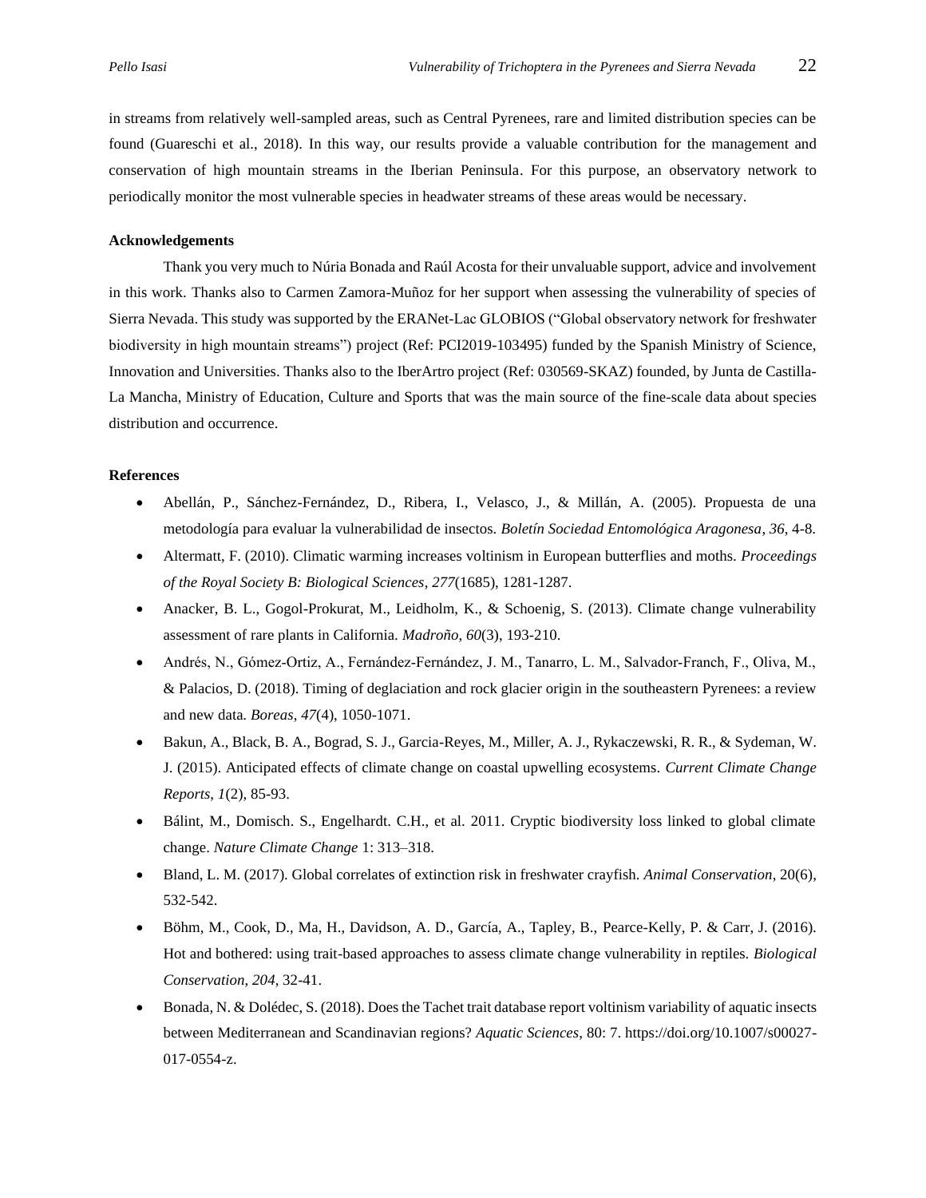in streams from relatively well-sampled areas, such as Central Pyrenees, rare and limited distribution species can be found (Guareschi et al., 2018). In this way, our results provide a valuable contribution for the management and conservation of high mountain streams in the Iberian Peninsula. For this purpose, an observatory network to periodically monitor the most vulnerable species in headwater streams of these areas would be necessary.

**Acknowledgements**

Thank you very much to Núria Bonada and Raúl Acosta for their unvaluable support, advice and involvement in this work. Thanks also to Carmen Zamora-Muñoz for her support when assessing the vulnerability of species of Sierra Nevada. This study was supported by the ERANet-Lac GLOBIOS ("Global observatory network for freshwater biodiversity in high mountain streams") project (Ref: PCI2019-103495) funded by the Spanish Ministry of Science, Innovation and Universities. Thanks also to the IberArtro project (Ref: 030569-SKAZ) founded, by Junta de Castilla-La Mancha, Ministry of Education, Culture and Sports that was the main source of the fine-scale data about species distribution and occurrence.

**References**

- Abellán, P., Sánchez-Fernández, D., Ribera, I., Velasco, J., & Millán, A. (2005). Propuesta de una metodología para evaluar la vulnerabilidad de insectos. *Boletín Sociedad Entomológica Aragonesa*, *36*, 4-8.
- Altermatt, F. (2010). Climatic warming increases voltinism in European butterflies and moths. *Proceedings of the Royal Society B: Biological Sciences*, *277*(1685), 1281-1287.
- Anacker, B. L., Gogol-Prokurat, M., Leidholm, K., & Schoenig, S. (2013). Climate change vulnerability assessment of rare plants in California. *Madroño*, *60*(3), 193-210.
- Andrés, N., Gómez-Ortiz, A., Fernández-Fernández, J. M., Tanarro, L. M., Salvador-Franch, F., Oliva, M., & Palacios, D. (2018). Timing of deglaciation and rock glacier origin in the southeastern Pyrenees: a review and new data. *Boreas*, *47*(4), 1050-1071.
- Bakun, A., Black, B. A., Bograd, S. J., Garcia-Reyes, M., Miller, A. J., Rykaczewski, R. R., & Sydeman, W. J. (2015). Anticipated effects of climate change on coastal upwelling ecosystems. *Current Climate Change Reports*, *1*(2), 85-93.
- Bálint, M., Domisch. S., Engelhardt. C.H., et al. 2011. Cryptic biodiversity loss linked to global climate change. *Nature Climate Change* 1: 313–318.
- Bland, L. M. (2017). Global correlates of extinction risk in freshwater crayfish. *Animal Conservation*, 20(6), 532-542.
- Böhm, M., Cook, D., Ma, H., Davidson, A. D., García, A., Tapley, B., Pearce-Kelly, P. & Carr, J. (2016). Hot and bothered: using trait-based approaches to assess climate change vulnerability in reptiles. *Biological Conservation*, *204*, 32-41.
- Bonada, N. & Dolédec, S. (2018). Does the Tachet trait database report voltinism variability of aquatic insects between Mediterranean and Scandinavian regions? *Aquatic Sciences*, 80: 7. https://doi.org/10.1007/s00027-017-0554-z.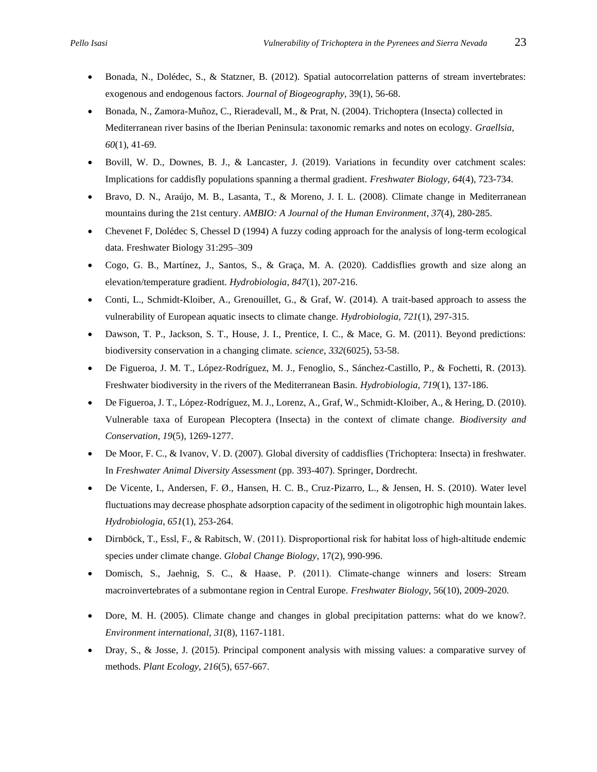- Bonada, N., Dolédec, S., & Statzner, B. (2012). Spatial autocorrelation patterns of stream invertebrates: exogenous and endogenous factors. *Journal of Biogeography*, 39(1), 56-68.
- Bonada, N., Zamora-Muñoz, C., Rieradevall, M., & Prat, N. (2004). Trichoptera (Insecta) collected in Mediterranean river basins of the Iberian Peninsula: taxonomic remarks and notes on ecology. *Graellsia*, *60*(1), 41-69.
- Bovill, W. D., Downes, B. J., & Lancaster, J. (2019). Variations in fecundity over catchment scales: Implications for caddisfly populations spanning a thermal gradient. *Freshwater Biology*, *64*(4), 723-734.
- Bravo, D. N., Araújo, M. B., Lasanta, T., & Moreno, J. I. L. (2008). Climate change in Mediterranean mountains during the 21st century. *AMBIO: A Journal of the Human Environment*, *37*(4), 280-285.
- Chevenet F, Dolédec S, Chessel D (1994) A fuzzy coding approach for the analysis of long-term ecological data. Freshwater Biology 31:295–309
- Cogo, G. B., Martínez, J., Santos, S., & Graça, M. A. (2020). Caddisflies growth and size along an elevation/temperature gradient. *Hydrobiologia*, *847*(1), 207-216.
- Conti, L., Schmidt-Kloiber, A., Grenouillet, G., & Graf, W. (2014). A trait-based approach to assess the vulnerability of European aquatic insects to climate change. *Hydrobiologia*, *721*(1), 297-315.
- Dawson, T. P., Jackson, S. T., House, J. I., Prentice, I. C., & Mace, G. M. (2011). Beyond predictions: biodiversity conservation in a changing climate. *science*, *332*(6025), 53-58.
- De Figueroa, J. M. T., López-Rodríguez, M. J., Fenoglio, S., Sánchez-Castillo, P., & Fochetti, R. (2013). Freshwater biodiversity in the rivers of the Mediterranean Basin. *Hydrobiologia*, *719*(1), 137-186.
- De Figueroa, J. T., López-Rodríguez, M. J., Lorenz, A., Graf, W., Schmidt-Kloiber, A., & Hering, D. (2010). Vulnerable taxa of European Plecoptera (Insecta) in the context of climate change. *Biodiversity and Conservation*, *19*(5), 1269-1277.
- De Moor, F. C., & Ivanov, V. D. (2007). Global diversity of caddisflies (Trichoptera: Insecta) in freshwater. In *Freshwater Animal Diversity Assessment* (pp. 393-407). Springer, Dordrecht.
- De Vicente, I., Andersen, F. Ø., Hansen, H. C. B., Cruz-Pizarro, L., & Jensen, H. S. (2010). Water level fluctuations may decrease phosphate adsorption capacity of the sediment in oligotrophic high mountain lakes. *Hydrobiologia*, *651*(1), 253-264.
- Dirnböck, T., Essl, F., & Rabitsch, W. (2011). Disproportional risk for habitat loss of high-altitude endemic species under climate change. *Global Change Biology*, 17(2), 990-996.
- Domisch, S., Jaehnig, S. C., & Haase, P. (2011). Climate-change winners and losers: Stream macroinvertebrates of a submontane region in Central Europe. *Freshwater Biology*, 56(10), 2009-2020.
- Dore, M. H. (2005). Climate change and changes in global precipitation patterns: what do we know?. *Environment international*, *31*(8), 1167-1181.
- Dray, S., & Josse, J. (2015). Principal component analysis with missing values: a comparative survey of methods. *Plant Ecology*, *216*(5), 657-667.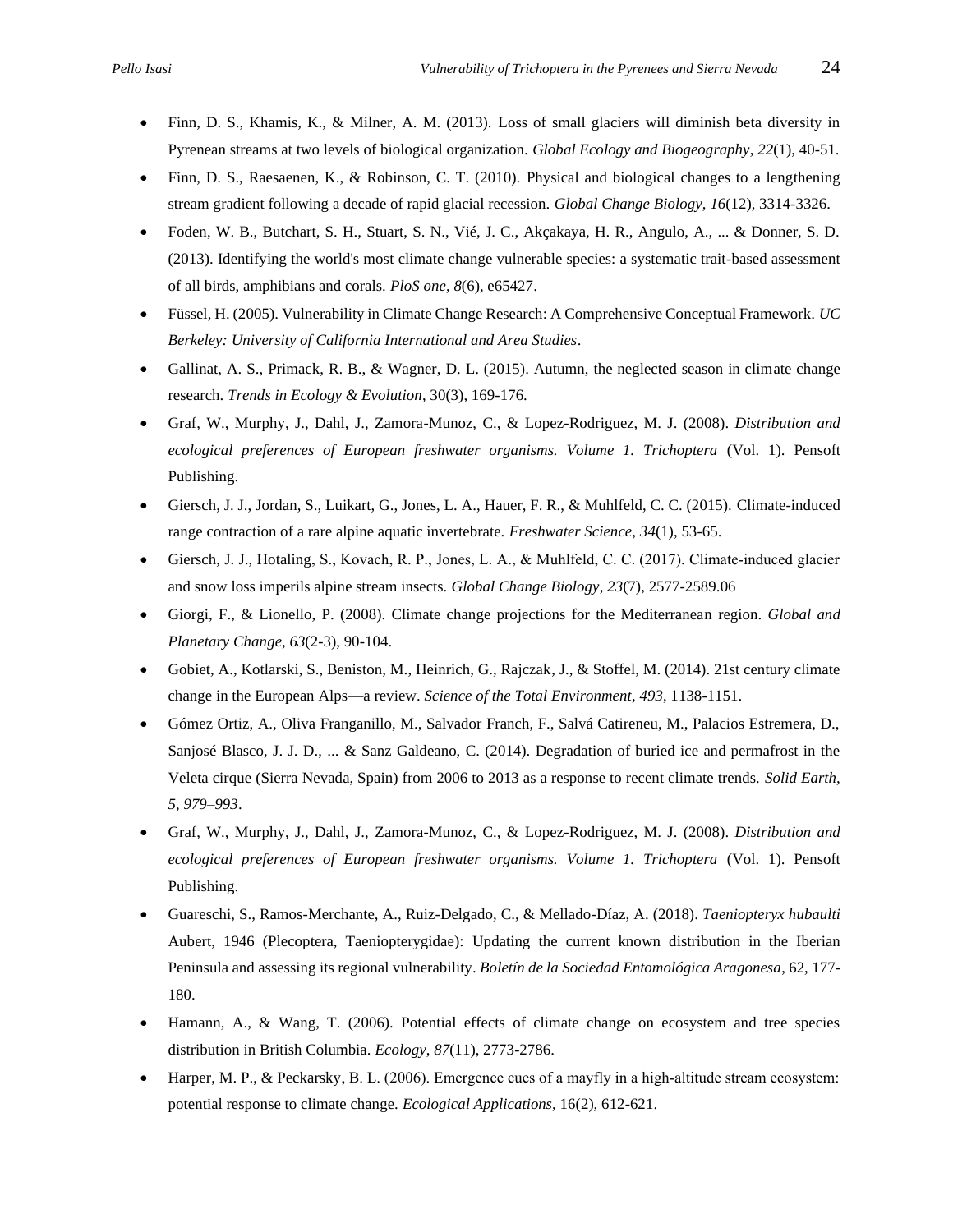- Finn, D. S., Khamis, K., & Milner, A. M. (2013). Loss of small glaciers will diminish beta diversity in Pyrenean streams at two levels of biological organization. *Global Ecology and Biogeography*, *22*(1), 40-51.
- Finn, D. S., Raesaenen, K., & Robinson, C. T. (2010). Physical and biological changes to a lengthening stream gradient following a decade of rapid glacial recession. *Global Change Biology*, *16*(12), 3314-3326.
- Foden, W. B., Butchart, S. H., Stuart, S. N., Vié, J. C., Akçakaya, H. R., Angulo, A., ... & Donner, S. D. (2013). Identifying the world's most climate change vulnerable species: a systematic trait-based assessment of all birds, amphibians and corals. *PloS one*, *8*(6), e65427.
- Füssel, H. (2005). Vulnerability in Climate Change Research: A Comprehensive Conceptual Framework. *UC Berkeley: University of California International and Area Studies*.
- Gallinat, A. S., Primack, R. B., & Wagner, D. L. (2015). Autumn, the neglected season in climate change research. *Trends in Ecology & Evolution*, 30(3), 169-176.
- Graf, W., Murphy, J., Dahl, J., Zamora-Munoz, C., & Lopez-Rodriguez, M. J. (2008). *Distribution and ecological preferences of European freshwater organisms. Volume 1. Trichoptera* (Vol. 1). Pensoft Publishing.
- Giersch, J. J., Jordan, S., Luikart, G., Jones, L. A., Hauer, F. R., & Muhlfeld, C. C. (2015). Climate-induced range contraction of a rare alpine aquatic invertebrate. *Freshwater Science*, *34*(1), 53-65.
- Giersch, J. J., Hotaling, S., Kovach, R. P., Jones, L. A., & Muhlfeld, C. C. (2017). Climate-induced glacier and snow loss imperils alpine stream insects. *Global Change Biology*, *23*(7), 2577-2589.06
- Giorgi, F., & Lionello, P. (2008). Climate change projections for the Mediterranean region. *Global and Planetary Change*, *63*(2-3), 90-104.
- Gobiet, A., Kotlarski, S., Beniston, M., Heinrich, G., Rajczak, J., & Stoffel, M. (2014). 21st century climate change in the European Alps—a review. *Science of the Total Environment*, *493*, 1138-1151.
- Gómez Ortiz, A., Oliva Franganillo, M., Salvador Franch, F., Salvá Catireneu, M., Palacios Estremera, D., Sanjosé Blasco, J. J. D., ... & Sanz Galdeano, C. (2014). Degradation of buried ice and permafrost in the Veleta cirque (Sierra Nevada, Spain) from 2006 to 2013 as a response to recent climate trends. *Solid Earth*, *5, 979–993*.
- Graf, W., Murphy, J., Dahl, J., Zamora-Munoz, C., & Lopez-Rodriguez, M. J. (2008). *Distribution and ecological preferences of European freshwater organisms. Volume 1. Trichoptera* (Vol. 1). Pensoft Publishing.
- Guareschi, S., Ramos-Merchante, A., Ruiz-Delgado, C., & Mellado-Díaz, A. (2018). *Taeniopteryx hubaulti* Aubert, 1946 (Plecoptera, Taeniopterygidae): Updating the current known distribution in the Iberian Peninsula and assessing its regional vulnerability. *Boletín de la Sociedad Entomológica Aragonesa*, 62, 177-180.
- Hamann, A., & Wang, T. (2006). Potential effects of climate change on ecosystem and tree species distribution in British Columbia. *Ecology*, *87*(11), 2773-2786.
- Harper, M. P., & Peckarsky, B. L. (2006). Emergence cues of a mayfly in a high-altitude stream ecosystem: potential response to climate change. *Ecological Applications*, 16(2), 612-621.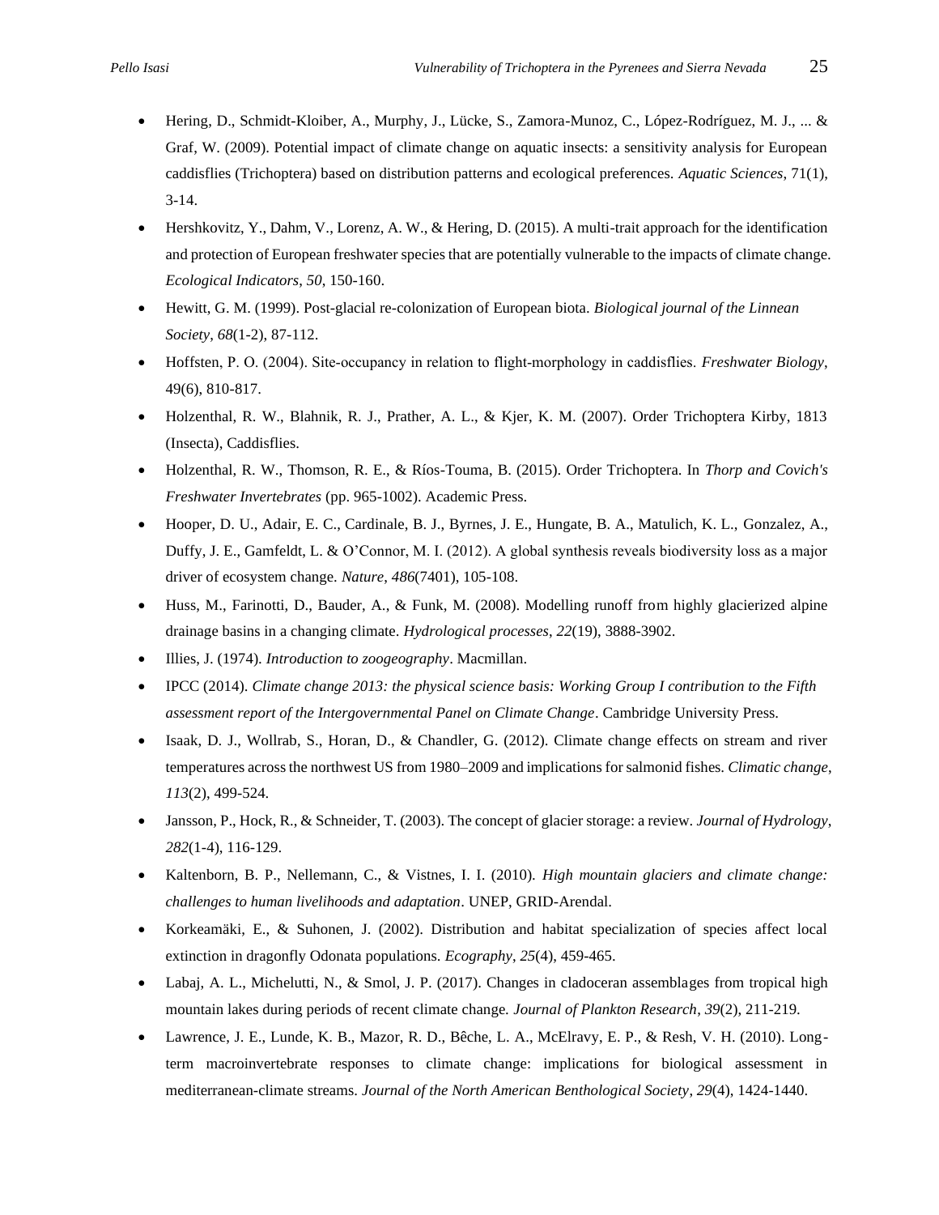- Hering, D., Schmidt-Kloiber, A., Murphy, J., Lücke, S., Zamora-Munoz, C., López-Rodríguez, M. J., ... & Graf, W. (2009). Potential impact of climate change on aquatic insects: a sensitivity analysis for European caddisflies (Trichoptera) based on distribution patterns and ecological preferences. *Aquatic Sciences*, 71(1), 3-14.
- Hershkovitz, Y., Dahm, V., Lorenz, A. W., & Hering, D. (2015). A multi-trait approach for the identification and protection of European freshwater species that are potentially vulnerable to the impacts of climate change. *Ecological Indicators*, *50*, 150-160.
- Hewitt, G. M. (1999). Post-glacial re-colonization of European biota. *Biological journal of the Linnean Society*, *68*(1-2), 87-112.
- Hoffsten, P. O. (2004). Site-occupancy in relation to flight-morphology in caddisflies. *Freshwater Biology*, 49(6), 810-817.
- Holzenthal, R. W., Blahnik, R. J., Prather, A. L., & Kjer, K. M. (2007). Order Trichoptera Kirby, 1813 (Insecta), Caddisflies.
- Holzenthal, R. W., Thomson, R. E., & Ríos-Touma, B. (2015). Order Trichoptera. In *Thorp and Covich's Freshwater Invertebrates* (pp. 965-1002). Academic Press.
- Hooper, D. U., Adair, E. C., Cardinale, B. J., Byrnes, J. E., Hungate, B. A., Matulich, K. L., Gonzalez, A., Duffy, J. E., Gamfeldt, L. & O'Connor, M. I. (2012). A global synthesis reveals biodiversity loss as a major driver of ecosystem change. *Nature*, *486*(7401), 105-108.
- Huss, M., Farinotti, D., Bauder, A., & Funk, M. (2008). Modelling runoff from highly glacierized alpine drainage basins in a changing climate. *Hydrological processes*, *22*(19), 3888-3902.
- Illies, J. (1974). *Introduction to zoogeography*. Macmillan.
- IPCC (2014). *Climate change 2013: the physical science basis: Working Group I contribution to the Fifth assessment report of the Intergovernmental Panel on Climate Change*. Cambridge University Press.
- Isaak, D. J., Wollrab, S., Horan, D., & Chandler, G. (2012). Climate change effects on stream and river temperatures across the northwest US from 1980–2009 and implications for salmonid fishes. *Climatic change*, *113*(2), 499-524.
- Jansson, P., Hock, R., & Schneider, T. (2003). The concept of glacier storage: a review. *Journal of Hydrology*, *282*(1-4), 116-129.
- Kaltenborn, B. P., Nellemann, C., & Vistnes, I. I. (2010). *High mountain glaciers and climate change: challenges to human livelihoods and adaptation*. UNEP, GRID-Arendal.
- Korkeamäki, E., & Suhonen, J. (2002). Distribution and habitat specialization of species affect local extinction in dragonfly Odonata populations. *Ecography*, *25*(4), 459-465.
- Labaj, A. L., Michelutti, N., & Smol, J. P. (2017). Changes in cladoceran assemblages from tropical high mountain lakes during periods of recent climate change. *Journal of Plankton Research*, *39*(2), 211-219.
- Lawrence, J. E., Lunde, K. B., Mazor, R. D., Bêche, L. A., McElravy, E. P., & Resh, V. H. (2010). Long-term macroinvertebrate responses to climate change: implications for biological assessment in mediterranean-climate streams. *Journal of the North American Benthological Society*, *29*(4), 1424-1440.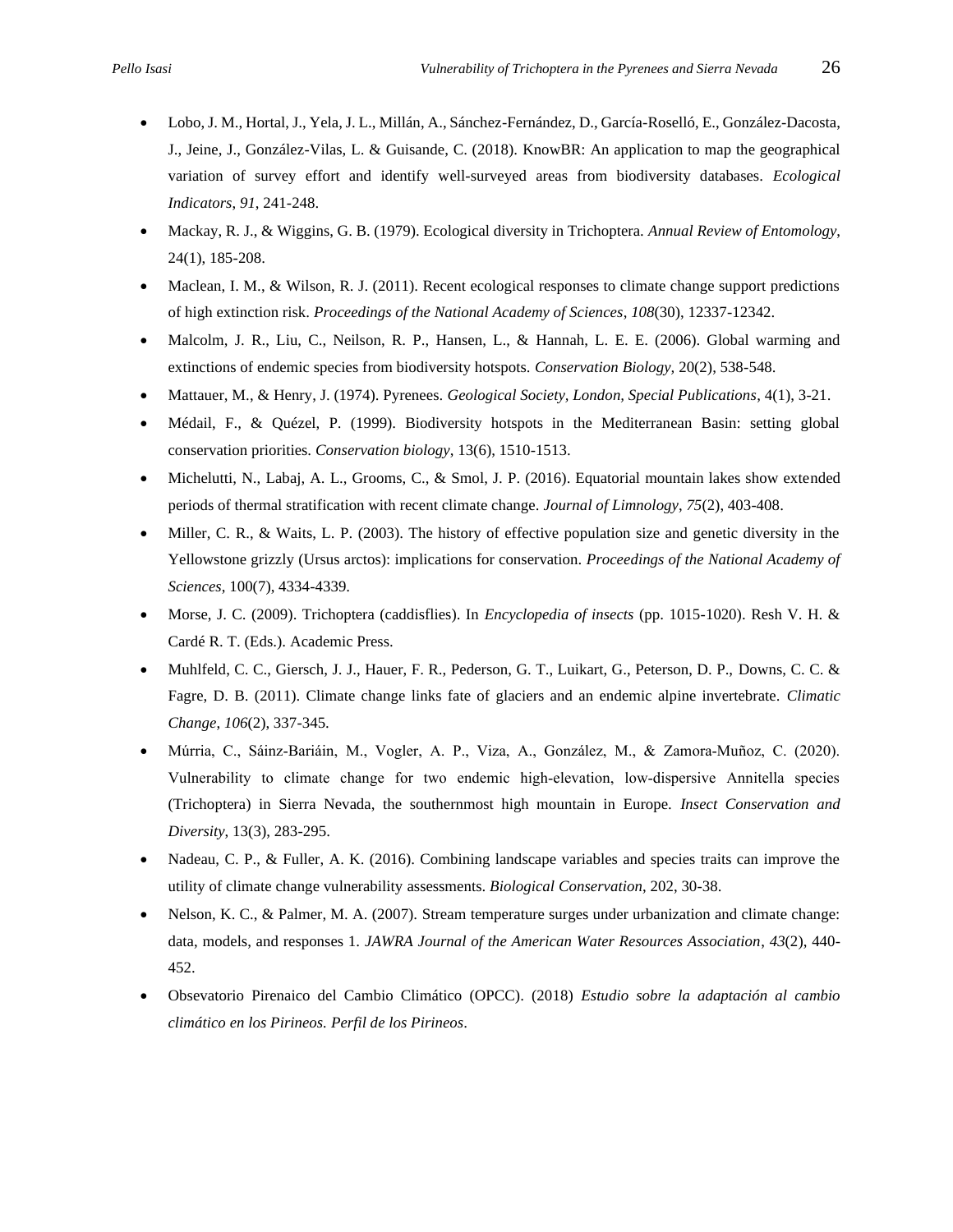- Lobo, J. M., Hortal, J., Yela, J. L., Millán, A., Sánchez-Fernández, D., García-Roselló, E., González-Dacosta, J., Jeine, J., González-Vilas, L. & Guisande, C. (2018). KnowBR: An application to map the geographical variation of survey effort and identify well-surveyed areas from biodiversity databases. *Ecological Indicators*, *91*, 241-248.
- Mackay, R. J., & Wiggins, G. B. (1979). Ecological diversity in Trichoptera. *Annual Review of Entomology*, 24(1), 185-208.
- Maclean, I. M., & Wilson, R. J. (2011). Recent ecological responses to climate change support predictions of high extinction risk. *Proceedings of the National Academy of Sciences*, *108*(30), 12337-12342.
- Malcolm, J. R., Liu, C., Neilson, R. P., Hansen, L., & Hannah, L. E. E. (2006). Global warming and extinctions of endemic species from biodiversity hotspots. *Conservation Biology,* 20(2), 538-548.
- Mattauer, M., & Henry, J. (1974). Pyrenees. *Geological Society, London, Special Publications*, 4(1), 3-21.
- Médail, F., & Quézel, P. (1999). Biodiversity hotspots in the Mediterranean Basin: setting global conservation priorities. *Conservation biology*, 13(6), 1510-1513.
- Michelutti, N., Labaj, A. L., Grooms, C., & Smol, J. P. (2016). Equatorial mountain lakes show extended periods of thermal stratification with recent climate change. *Journal of Limnology*, *75*(2), 403-408.
- Miller, C. R., & Waits, L. P. (2003). The history of effective population size and genetic diversity in the Yellowstone grizzly (Ursus arctos): implications for conservation. *Proceedings of the National Academy of Sciences*, 100(7), 4334-4339.
- Morse, J. C. (2009). Trichoptera (caddisflies). In *Encyclopedia of insects* (pp. 1015-1020). Resh V. H. & Cardé R. T. (Eds.). Academic Press.
- Muhlfeld, C. C., Giersch, J. J., Hauer, F. R., Pederson, G. T., Luikart, G., Peterson, D. P., Downs, C. C. & Fagre, D. B. (2011). Climate change links fate of glaciers and an endemic alpine invertebrate. *Climatic Change*, *106*(2), 337-345.
- Múrria, C., Sáinz-Bariáin, M., Vogler, A. P., Viza, A., González, M., & Zamora-Muñoz, C. (2020). Vulnerability to climate change for two endemic high-elevation, low-dispersive Annitella species (Trichoptera) in Sierra Nevada, the southernmost high mountain in Europe. *Insect Conservation and Diversity*, 13(3), 283-295.
- Nadeau, C. P., & Fuller, A. K. (2016). Combining landscape variables and species traits can improve the utility of climate change vulnerability assessments. *Biological Conservation*, 202, 30-38.
- Nelson, K. C., & Palmer, M. A. (2007). Stream temperature surges under urbanization and climate change: data, models, and responses 1. *JAWRA Journal of the American Water Resources Association*, *43*(2), 440-452.
- Obsevatorio Pirenaico del Cambio Climático (OPCC). (2018) *Estudio sobre la adaptación al cambio climático en los Pirineos. Perfil de los Pirineos*.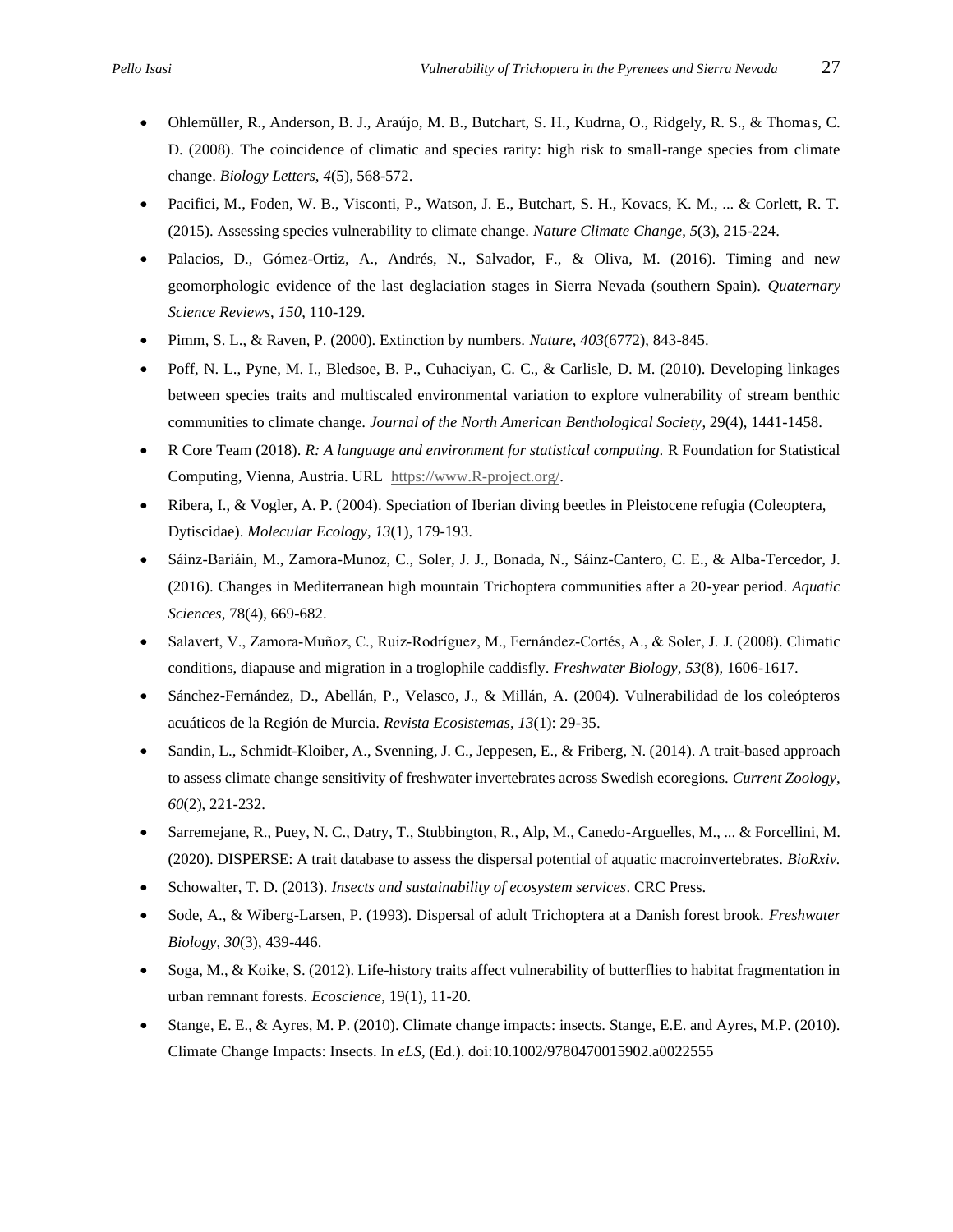- Ohlemüller, R., Anderson, B. J., Araújo, M. B., Butchart, S. H., Kudrna, O., Ridgely, R. S., & Thomas, C. D. (2008). The coincidence of climatic and species rarity: high risk to small-range species from climate change. *Biology Letters*, *4*(5), 568-572.
- Pacifici, M., Foden, W. B., Visconti, P., Watson, J. E., Butchart, S. H., Kovacs, K. M., ... & Corlett, R. T. (2015). Assessing species vulnerability to climate change. *Nature Climate Change*, *5*(3), 215-224.
- Palacios, D., Gómez-Ortiz, A., Andrés, N., Salvador, F., & Oliva, M. (2016). Timing and new geomorphologic evidence of the last deglaciation stages in Sierra Nevada (southern Spain). *Quaternary Science Reviews*, *150*, 110-129.
- Pimm, S. L., & Raven, P. (2000). Extinction by numbers. *Nature*, *403*(6772), 843-845.
- Poff, N. L., Pyne, M. I., Bledsoe, B. P., Cuhaciyan, C. C., & Carlisle, D. M. (2010). Developing linkages between species traits and multiscaled environmental variation to explore vulnerability of stream benthic communities to climate change. *Journal of the North American Benthological Society*, 29(4), 1441-1458.
- R Core Team (2018). *R: A language and environment for statistical computing.* R Foundation for Statistical Computing, Vienna, Austria. URL https://www.R-project.org/.
- Ribera, I., & Vogler, A. P. (2004). Speciation of Iberian diving beetles in Pleistocene refugia (Coleoptera, Dytiscidae). *Molecular Ecology*, *13*(1), 179-193.
- Sáinz-Bariáin, M., Zamora-Munoz, C., Soler, J. J., Bonada, N., Sáinz-Cantero, C. E., & Alba-Tercedor, J. (2016). Changes in Mediterranean high mountain Trichoptera communities after a 20-year period. *Aquatic Sciences*, 78(4), 669-682.
- Salavert, V., Zamora-Muñoz, C., Ruiz-Rodríguez, M., Fernández-Cortés, A., & Soler, J. J. (2008). Climatic conditions, diapause and migration in a troglophile caddisfly. *Freshwater Biology*, *53*(8), 1606-1617.
- Sánchez-Fernández, D., Abellán, P., Velasco, J., & Millán, A. (2004). Vulnerabilidad de los coleópteros acuáticos de la Región de Murcia. *Revista Ecosistemas*, *13*(1): 29-35.
- Sandin, L., Schmidt-Kloiber, A., Svenning, J. C., Jeppesen, E., & Friberg, N. (2014). A trait-based approach to assess climate change sensitivity of freshwater invertebrates across Swedish ecoregions. *Current Zoology*, *60*(2), 221-232.
- Sarremejane, R., Puey, N. C., Datry, T., Stubbington, R., Alp, M., Canedo-Arguelles, M., ... & Forcellini, M. (2020). DISPERSE: A trait database to assess the dispersal potential of aquatic macroinvertebrates. *BioRxiv.*
- Schowalter, T. D. (2013). *Insects and sustainability of ecosystem services*. CRC Press.
- Sode, A., & Wiberg-Larsen, P. (1993). Dispersal of adult Trichoptera at a Danish forest brook. *Freshwater Biology*, *30*(3), 439-446.
- Soga, M., & Koike, S. (2012). Life-history traits affect vulnerability of butterflies to habitat fragmentation in urban remnant forests. *Ecoscience*, 19(1), 11-20.
- Stange, E. E., & Ayres, M. P. (2010). Climate change impacts: insects. Stange, E.E. and Ayres, M.P. (2010). Climate Change Impacts: Insects. In *eLS*, (Ed.). doi:10.1002/9780470015902.a0022555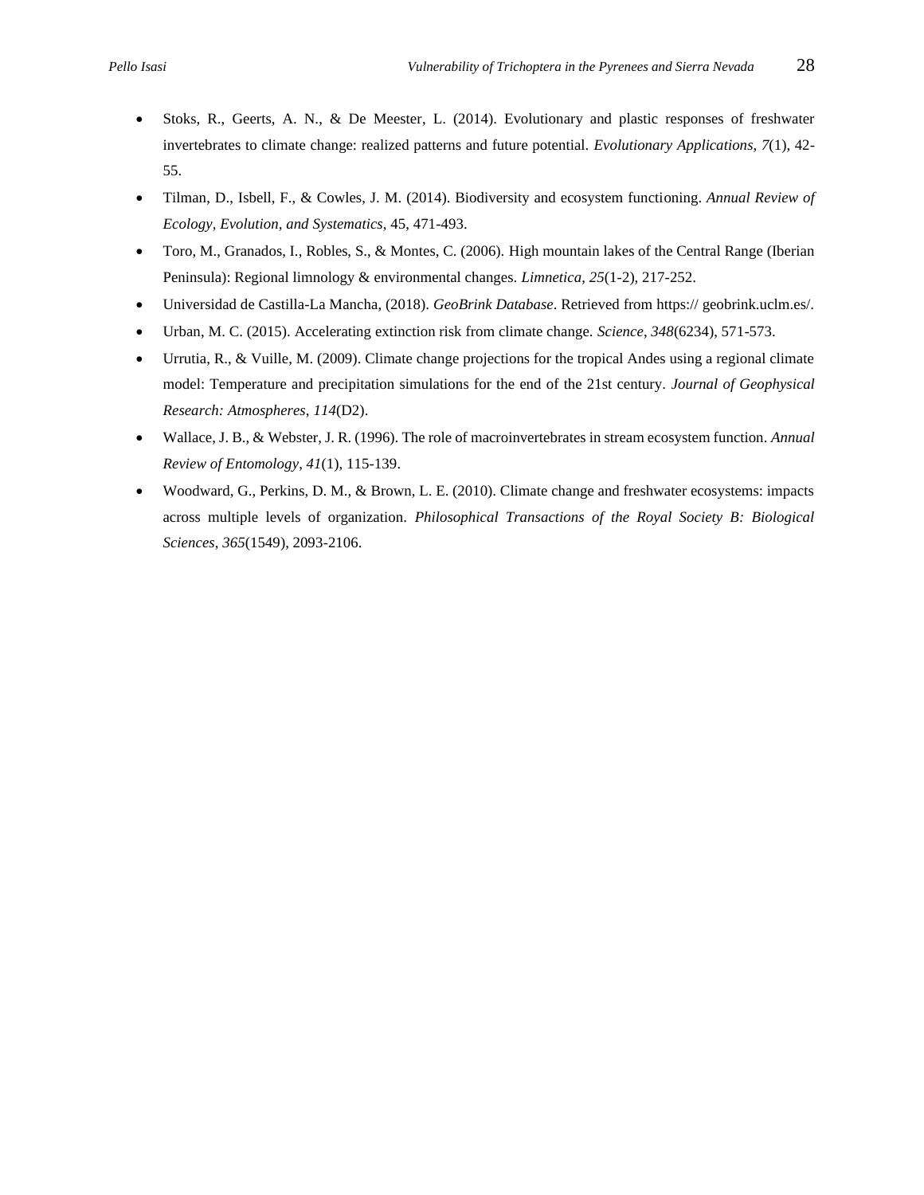- Stoks, R., Geerts, A. N., & De Meester, L. (2014). Evolutionary and plastic responses of freshwater invertebrates to climate change: realized patterns and future potential. *Evolutionary Applications*, *7*(1), 42-55.
- Tilman, D., Isbell, F., & Cowles, J. M. (2014). Biodiversity and ecosystem functioning. *Annual Review of Ecology, Evolution, and Systematics*, 45, 471-493.
- Toro, M., Granados, I., Robles, S., & Montes, C. (2006). High mountain lakes of the Central Range (Iberian Peninsula): Regional limnology & environmental changes. *Limnetica*, *25*(1-2), 217-252.
- Universidad de Castilla-La Mancha, (2018). *GeoBrink Database*. Retrieved from https:// geobrink.uclm.es/.
- Urban, M. C. (2015). Accelerating extinction risk from climate change. *Science*, *348*(6234), 571-573.
- Urrutia, R., & Vuille, M. (2009). Climate change projections for the tropical Andes using a regional climate model: Temperature and precipitation simulations for the end of the 21st century. *Journal of Geophysical Research: Atmospheres*, *114*(D2).
- Wallace, J. B., & Webster, J. R. (1996). The role of macroinvertebrates in stream ecosystem function. *Annual Review of Entomology*, *41*(1), 115-139.
- Woodward, G., Perkins, D. M., & Brown, L. E. (2010). Climate change and freshwater ecosystems: impacts across multiple levels of organization. *Philosophical Transactions of the Royal Society B: Biological Sciences*, *365*(1549), 2093-2106.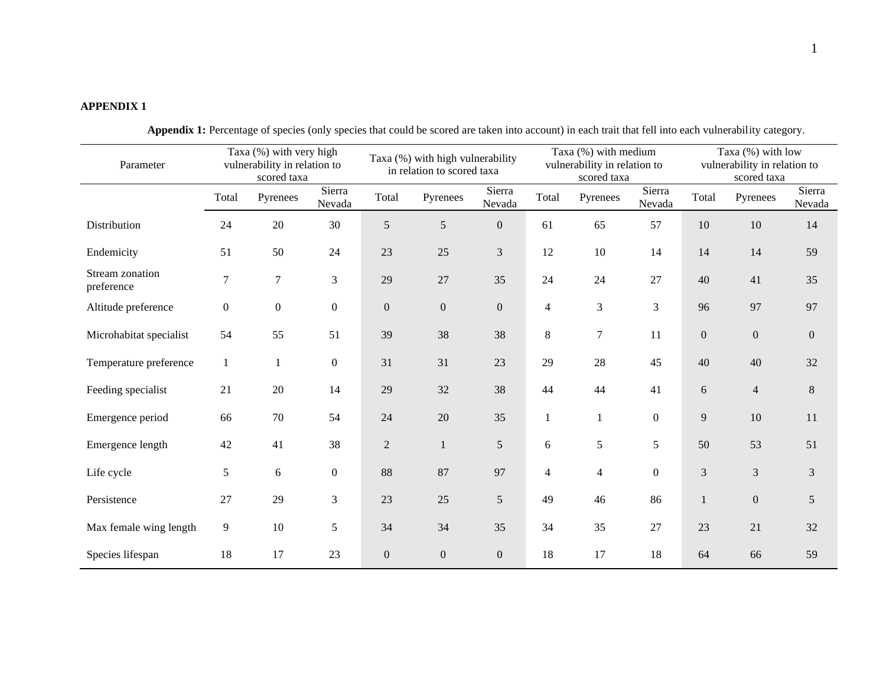**APPENDIX 1**

**Appendix 1:** Percentage of species (only species that could be scored are taken into account) in each trait that fell into each vulnerability category.

| Parameter | Taxa (%) with very high vulnerability in relation to scored taxa | | | Taxa (%) with high vulnerability in relation to scored taxa | | | Taxa (%) with medium vulnerability in relation to scored taxa | | | Taxa (%) with low vulnerability in relation to scored taxa | | |
|---|---|---|---|---|---|---|---|---|---|---|---|---|
| | Total | Pyrenees | Sierra Nevada | Total | Pyrenees | Sierra Nevada | Total | Pyrenees | Sierra Nevada | Total | Pyrenees | Sierra Nevada |
| Distribution | 24 | 20 | 30 | 5 | 5 | 0 | 61 | 65 | 57 | 10 | 10 | 14 |
| Endemicity | 51 | 50 | 24 | 23 | 25 | 3 | 12 | 10 | 14 | 14 | 14 | 59 |
| Stream zonation preference | 7 | 7 | 3 | 29 | 27 | 35 | 24 | 24 | 27 | 40 | 41 | 35 |
| Altitude preference | 0 | 0 | 0 | 0 | 0 | 0 | 4 | 3 | 3 | 96 | 97 | 97 |
| Microhabitat specialist | 54 | 55 | 51 | 39 | 38 | 38 | 8 | 7 | 11 | 0 | 0 | 0 |
| Temperature preference | 1 | 1 | 0 | 31 | 31 | 23 | 29 | 28 | 45 | 40 | 40 | 32 |
| Feeding specialist | 21 | 20 | 14 | 29 | 32 | 38 | 44 | 44 | 41 | 6 | 4 | 8 |
| Emergence period | 66 | 70 | 54 | 24 | 20 | 35 | 1 | 1 | 0 | 9 | 10 | 11 |
| Emergence length | 42 | 41 | 38 | 2 | 1 | 5 | 6 | 5 | 5 | 50 | 53 | 51 |
| Life cycle | 5 | 6 | 0 | 88 | 87 | 97 | 4 | 4 | 0 | 3 | 3 | 3 |
| Persistence | 27 | 29 | 3 | 23 | 25 | 5 | 49 | 46 | 86 | 1 | 0 | 5 |
| Max female wing length | 9 | 10 | 5 | 34 | 34 | 35 | 34 | 35 | 27 | 23 | 21 | 32 |
| Species lifespan | 18 | 17 | 23 | 0 | 0 | 0 | 18 | 17 | 18 | 64 | 66 | 59 |